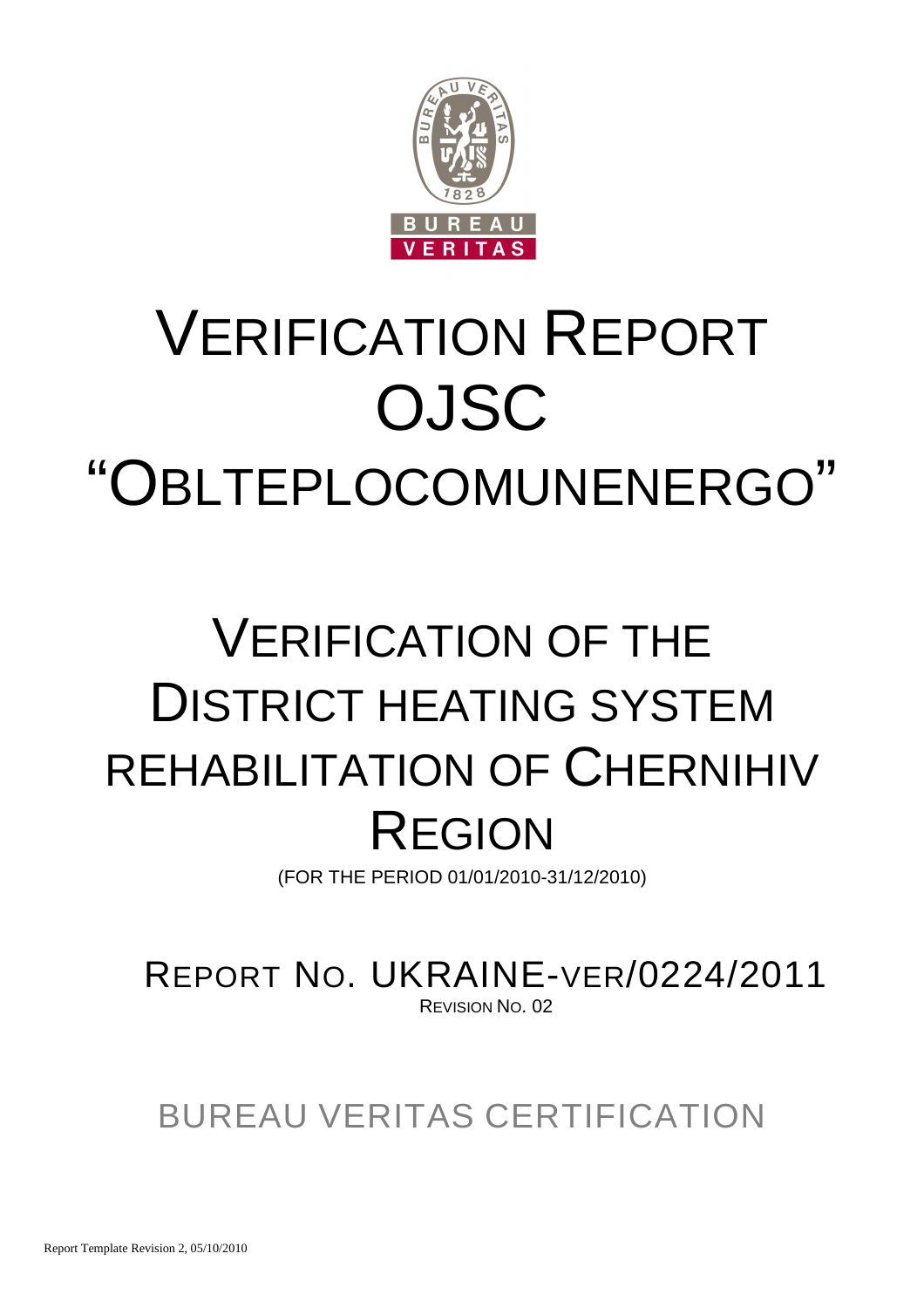# VERIFICATION REPORT OJSC "OBLTEPLOCOMUNENERGO"

# VERIFICATION OF THE DISTRICT HEATING SYSTEM REHABILITATION OF CHERNIHIV REGION

(FOR THE PERIOD 01/01/2010-31/12/2010)

## REPORT NO. UKRAINE-VER/0224/2011

REVISION NO. 02

BUREAU VERITAS CERTIFICATION

Report Template Revision 2, 05/10/2010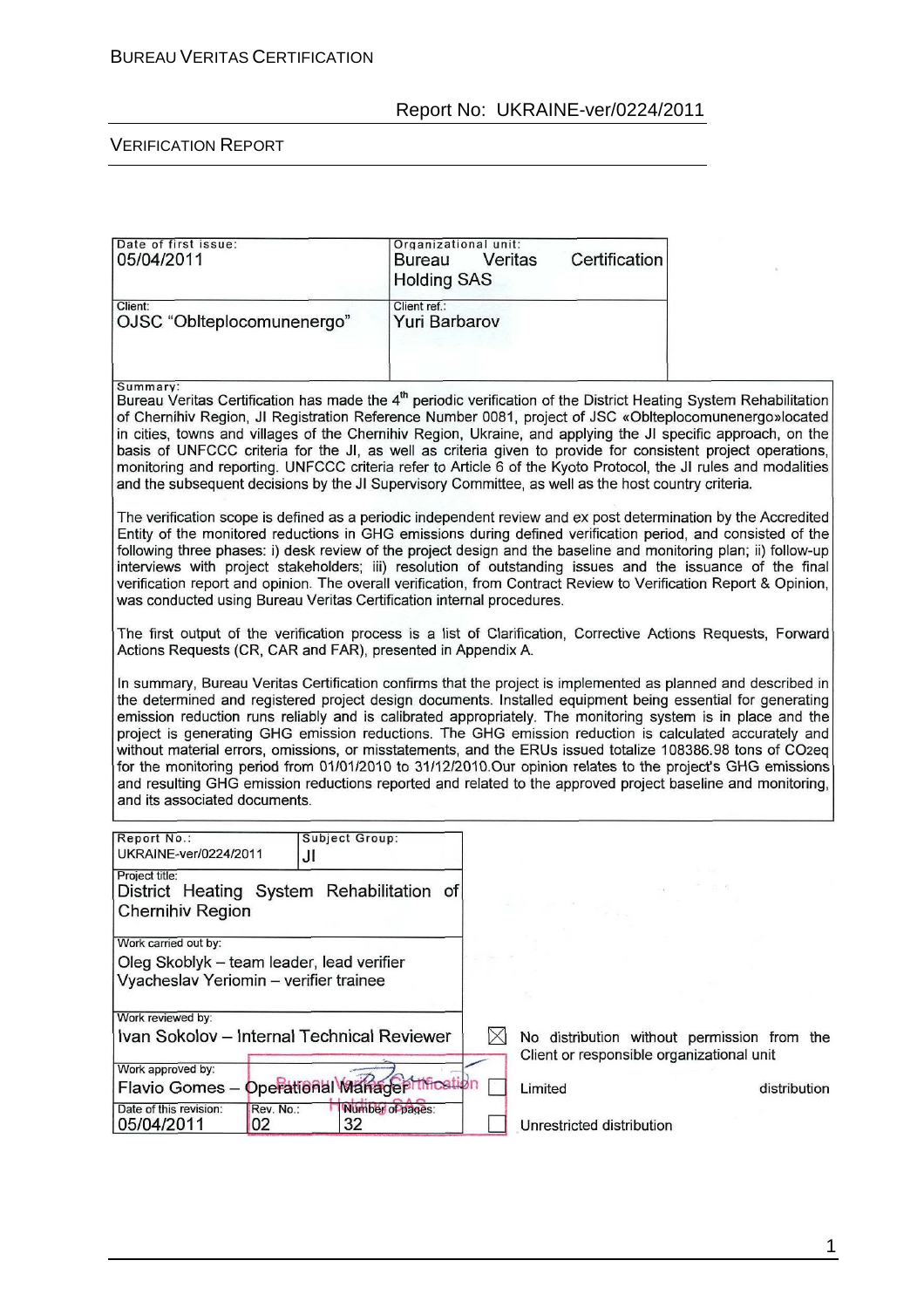Report No: UKRAINE-ver/0224/2011

VERIFICATION REPORT

| Date of first issue: 05/04/2011 | Organizational unit: Bureau Veritas Certification Holding SAS |
|---|---|
| Client: OJSC "Oblteplocomunenergo" | Client ref.: Yuri Barbarov |

Summary:

Bureau Veritas Certification has made the 4[th] periodic verification of the District Heating System Rehabilitation of Chernihiv Region, JI Registration Reference Number 0081, project of JSC «Oblteplocomunenergo»located in cities, towns and villages of the Chernihiv Region, Ukraine, and applying the JI specific approach, on the basis of UNFCCC criteria for the JI, as well as criteria given to provide for consistent project operations, monitoring and reporting. UNFCCC criteria refer to Article 6 of the Kyoto Protocol, the JI rules and modalities and the subsequent decisions by the JI Supervisory Committee, as well as the host country criteria.

The verification scope is defined as a periodic independent review and ex post determination by the Accredited Entity of the monitored reductions in GHG emissions during defined verification period, and consisted of the following three phases: i) desk review of the project design and the baseline and monitoring plan; ii) follow-up interviews with project stakeholders; iii) resolution of outstanding issues and the issuance of the final verification report and opinion. The overall verification, from Contract Review to Verification Report & Opinion, was conducted using Bureau Veritas Certification internal procedures.

The first output of the verification process is a list of Clarification, Corrective Actions Requests, Forward Actions Requests (CR, CAR and FAR), presented in Appendix A.

In summary, Bureau Veritas Certification confirms that the project is implemented as planned and described in the determined and registered project design documents. Installed equipment being essential for generating emission reduction runs reliably and is calibrated appropriately. The monitoring system is in place and the project is generating GHG emission reductions. The GHG emission reduction is calculated accurately and without material errors, omissions, or misstatements, and the ERUs issued totalize 108386.98 tons of $CO_2$eq for the monitoring period from 01/01/2010 to 31/12/2010.Our opinion relates to the project's GHG emissions and resulting GHG emission reductions reported and related to the approved project baseline and monitoring, and its associated documents.

| Report No.: UKRAINE-ver/0224/2011 | Subject Group: JI | |
|---|---|---|
| Project title: District Heating System Rehabilitation of Chernihiv Region | | |
| Work carried out by: Oleg Skoblyk – team leader, lead verifier; Vyacheslav Yeriomin – verifier trainee | | |
| Work reviewed by: Ivan Sokolov – Internal Technical Reviewer | | ☒ No distribution without permission from the Client or responsible organizational unit |
| Work approved by: Flavio Gomes – Operational Manager | | ☐ Limited distribution |
| Date of this revision: 05/04/2011 | Rev. No.: 02 / Number of pages: 32 | ☐ Unrestricted distribution |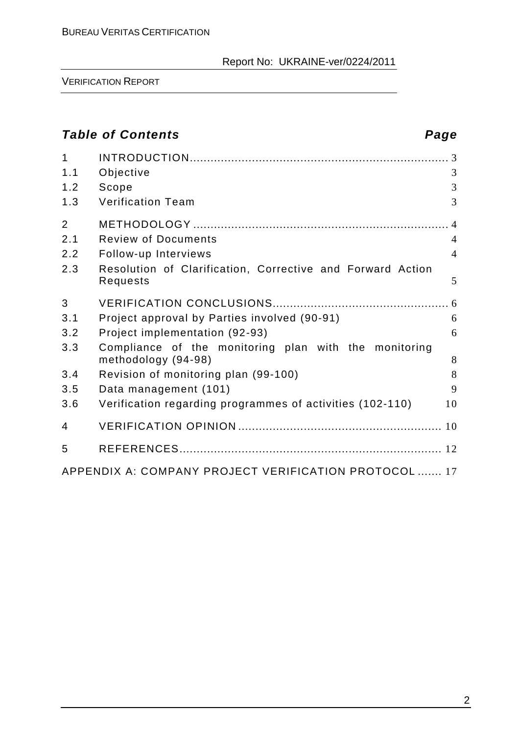## *Table of Contents* *Page*

| | | |
|---|---|---|
| 1 | INTRODUCTION | 3 |
| 1.1 | Objective | 3 |
| 1.2 | Scope | 3 |
| 1.3 | Verification Team | 3 |
| 2 | METHODOLOGY | 4 |
| 2.1 | Review of Documents | 4 |
| 2.2 | Follow-up Interviews | 4 |
| 2.3 | Resolution of Clarification, Corrective and Forward Action Requests | 5 |
| 3 | VERIFICATION CONCLUSIONS | 6 |
| 3.1 | Project approval by Parties involved (90-91) | 6 |
| 3.2 | Project implementation (92-93) | 6 |
| 3.3 | Compliance of the monitoring plan with the monitoring methodology (94-98) | 8 |
| 3.4 | Revision of monitoring plan (99-100) | 8 |
| 3.5 | Data management (101) | 9 |
| 3.6 | Verification regarding programmes of activities (102-110) | 10 |
| 4 | VERIFICATION OPINION | 10 |
| 5 | REFERENCES | 12 |
| | APPENDIX A: COMPANY PROJECT VERIFICATION PROTOCOL | 17 |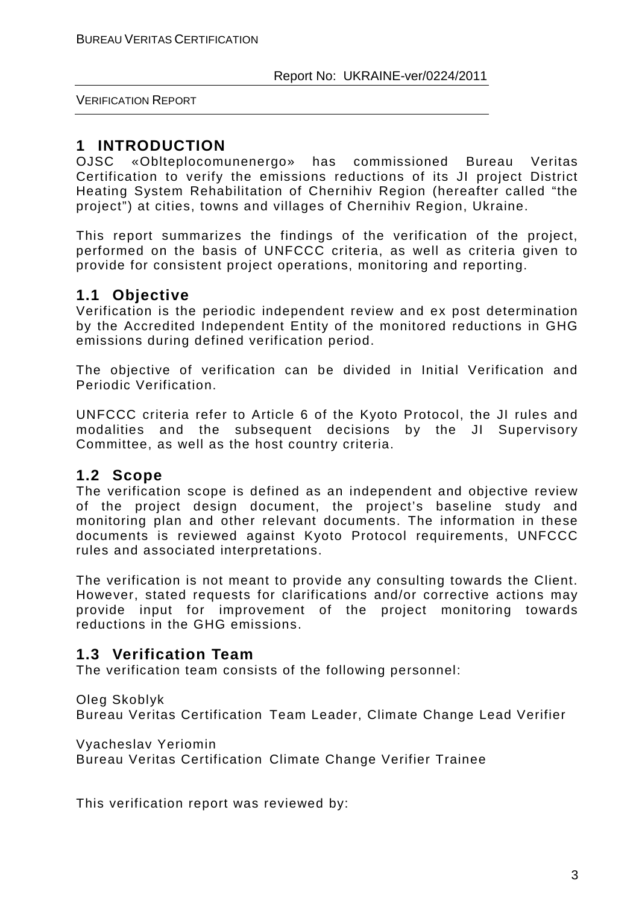# 1 INTRODUCTION

OJSC «Oblteplocomunenergo» has commissioned Bureau Veritas Certification to verify the emissions reductions of its JI project District Heating System Rehabilitation of Chernihiv Region (hereafter called "the project") at cities, towns and villages of Chernihiv Region, Ukraine.

This report summarizes the findings of the verification of the project, performed on the basis of UNFCCC criteria, as well as criteria given to provide for consistent project operations, monitoring and reporting.

## 1.1 Objective

Verification is the periodic independent review and ex post determination by the Accredited Independent Entity of the monitored reductions in GHG emissions during defined verification period.

The objective of verification can be divided in Initial Verification and Periodic Verification.

UNFCCC criteria refer to Article 6 of the Kyoto Protocol, the JI rules and modalities and the subsequent decisions by the JI Supervisory Committee, as well as the host country criteria.

## 1.2 Scope

The verification scope is defined as an independent and objective review of the project design document, the project's baseline study and monitoring plan and other relevant documents. The information in these documents is reviewed against Kyoto Protocol requirements, UNFCCC rules and associated interpretations.

The verification is not meant to provide any consulting towards the Client. However, stated requests for clarifications and/or corrective actions may provide input for improvement of the project monitoring towards reductions in the GHG emissions.

## 1.3 Verification Team

The verification team consists of the following personnel:

Oleg Skoblyk
Bureau Veritas Certification Team Leader, Climate Change Lead Verifier

Vyacheslav Yeriomin
Bureau Veritas Certification Climate Change Verifier Trainee

This verification report was reviewed by: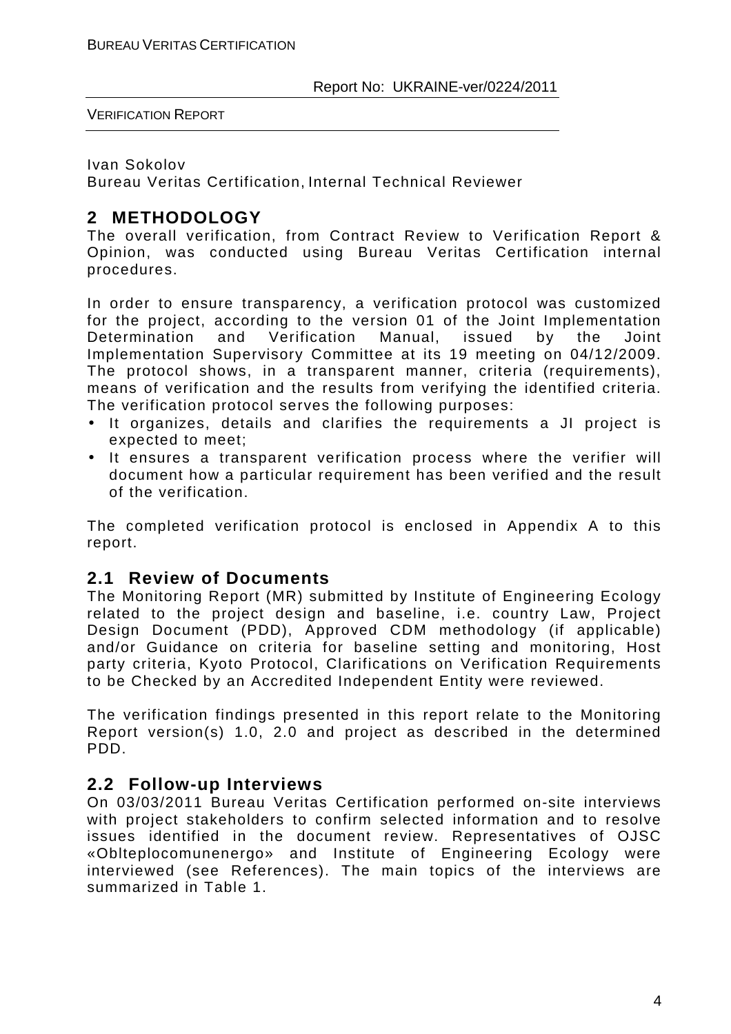Ivan Sokolov
Bureau Veritas Certification, Internal Technical Reviewer

## 2 METHODOLOGY

The overall verification, from Contract Review to Verification Report & Opinion, was conducted using Bureau Veritas Certification internal procedures.

In order to ensure transparency, a verification protocol was customized for the project, according to the version 01 of the Joint Implementation Determination and Verification Manual, issued by the Joint Implementation Supervisory Committee at its 19 meeting on 04/12/2009. The protocol shows, in a transparent manner, criteria (requirements), means of verification and the results from verifying the identified criteria. The verification protocol serves the following purposes:

- It organizes, details and clarifies the requirements a JI project is expected to meet;
- It ensures a transparent verification process where the verifier will document how a particular requirement has been verified and the result of the verification.

The completed verification protocol is enclosed in Appendix A to this report.

### 2.1 Review of Documents

The Monitoring Report (MR) submitted by Institute of Engineering Ecology related to the project design and baseline, i.e. country Law, Project Design Document (PDD), Approved CDM methodology (if applicable) and/or Guidance on criteria for baseline setting and monitoring, Host party criteria, Kyoto Protocol, Clarifications on Verification Requirements to be Checked by an Accredited Independent Entity were reviewed.

The verification findings presented in this report relate to the Monitoring Report version(s) 1.0, 2.0 and project as described in the determined PDD.

### 2.2 Follow-up Interviews

On 03/03/2011 Bureau Veritas Certification performed on-site interviews with project stakeholders to confirm selected information and to resolve issues identified in the document review. Representatives of OJSC «Oblteplocomunenergo» and Institute of Engineering Ecology were interviewed (see References). The main topics of the interviews are summarized in Table 1.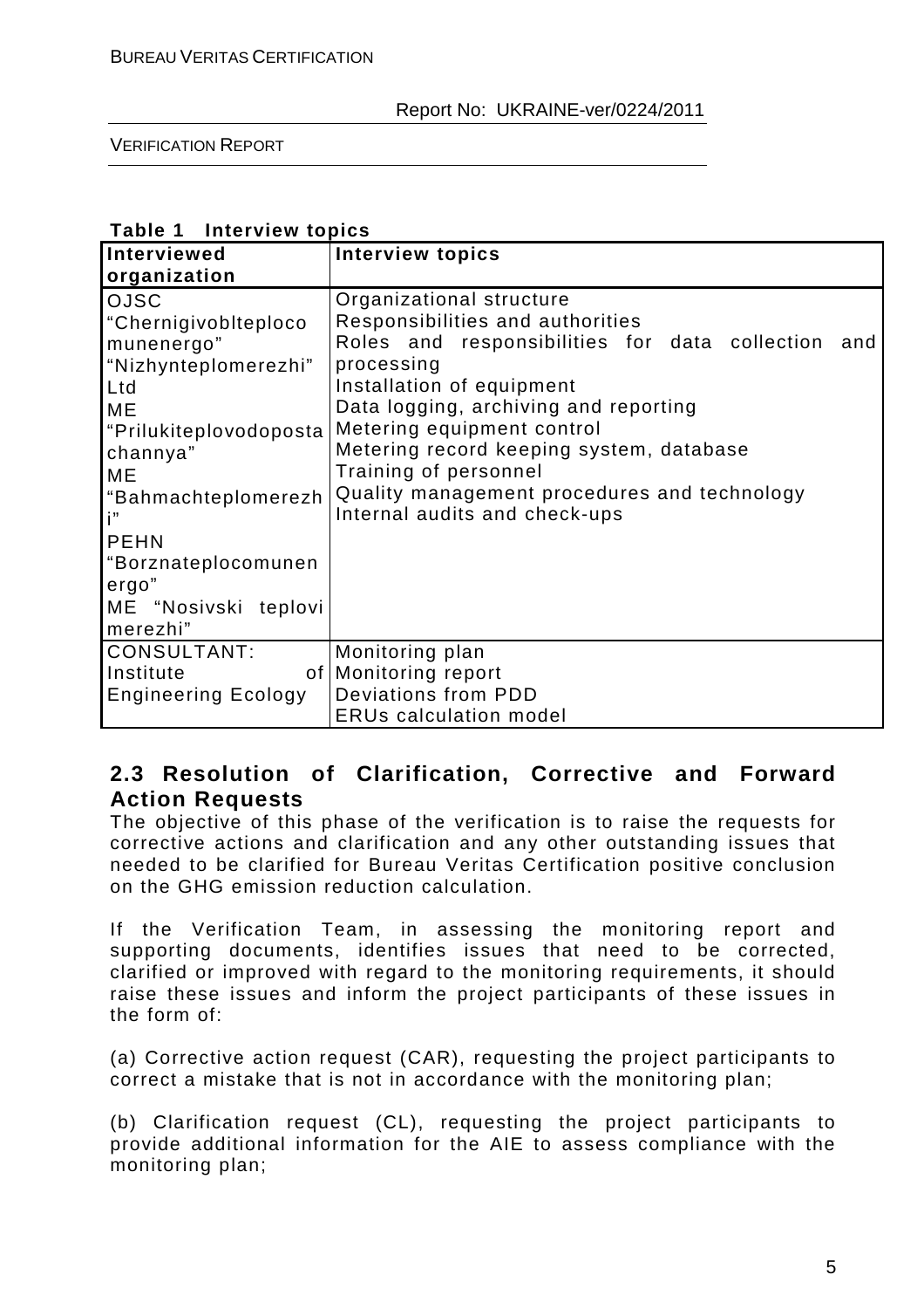**Table 1 Interview topics**

| Interviewed organization | Interview topics |
|---|---|
| OJSC "Chernigivoblteplocomunenergo" "Nizhynteplomerezhi" Ltd ME "Prilukiteplovodopostachannya" ME "Bahmachteplomerezhi" PEHN "Borznateplocomunenergo" ME "Nosivski teplovi merezhi" | Organizational structure<br>Responsibilities and authorities<br>Roles and responsibilities for data collection and processing<br>Installation of equipment<br>Data logging, archiving and reporting<br>Metering equipment control<br>Metering record keeping system, database<br>Training of personnel<br>Quality management procedures and technology<br>Internal audits and check-ups |
| CONSULTANT: Institute of Engineering Ecology | Monitoring plan<br>Monitoring report<br>Deviations from PDD<br>ERUs calculation model |

## 2.3 Resolution of Clarification, Corrective and Forward Action Requests

The objective of this phase of the verification is to raise the requests for corrective actions and clarification and any other outstanding issues that needed to be clarified for Bureau Veritas Certification positive conclusion on the GHG emission reduction calculation.

If the Verification Team, in assessing the monitoring report and supporting documents, identifies issues that need to be corrected, clarified or improved with regard to the monitoring requirements, it should raise these issues and inform the project participants of these issues in the form of:

(a) Corrective action request (CAR), requesting the project participants to correct a mistake that is not in accordance with the monitoring plan;

(b) Clarification request (CL), requesting the project participants to provide additional information for the AIE to assess compliance with the monitoring plan;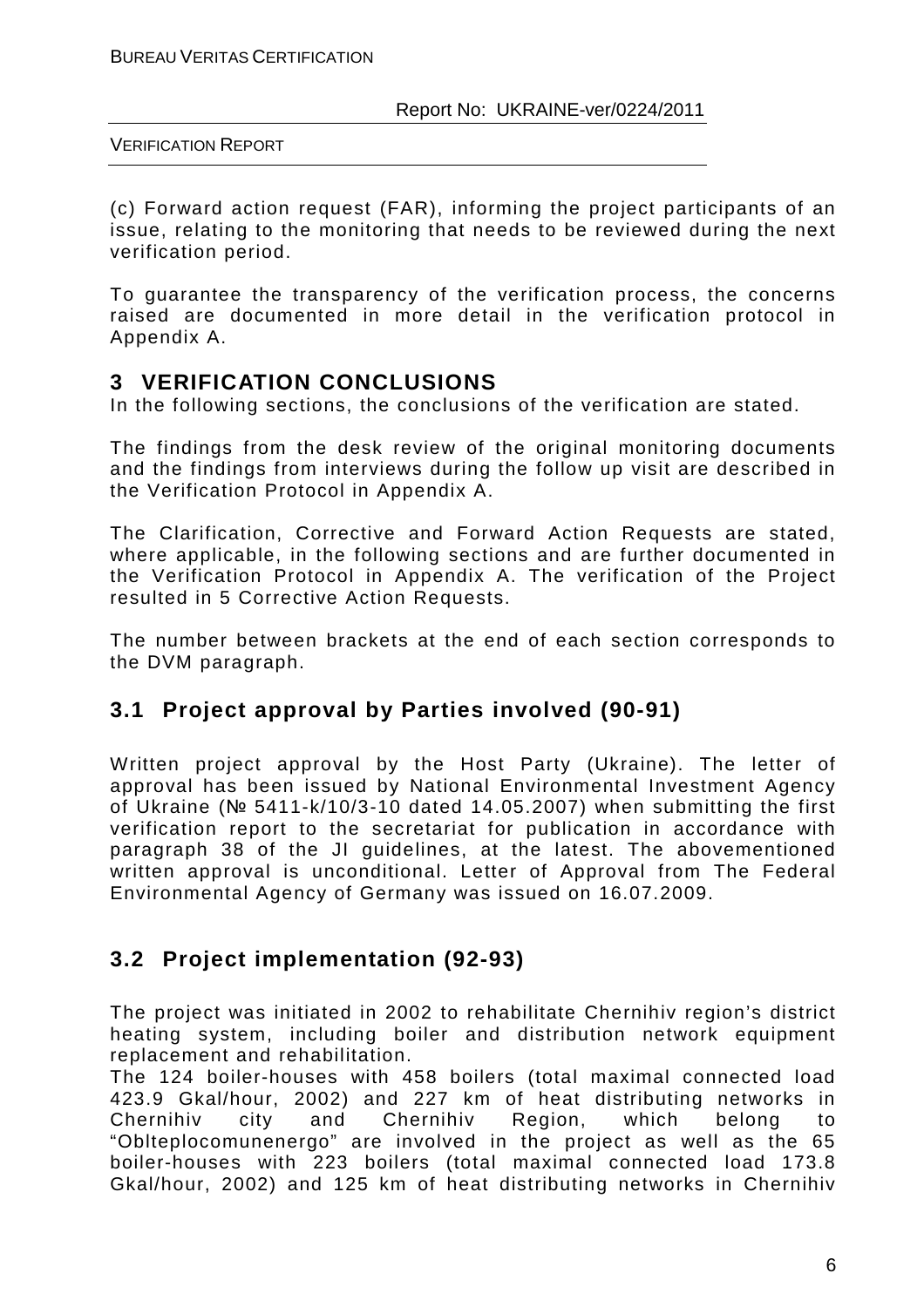(c) Forward action request (FAR), informing the project participants of an issue, relating to the monitoring that needs to be reviewed during the next verification period.

To guarantee the transparency of the verification process, the concerns raised are documented in more detail in the verification protocol in Appendix A.

# 3 VERIFICATION CONCLUSIONS

In the following sections, the conclusions of the verification are stated.

The findings from the desk review of the original monitoring documents and the findings from interviews during the follow up visit are described in the Verification Protocol in Appendix A.

The Clarification, Corrective and Forward Action Requests are stated, where applicable, in the following sections and are further documented in the Verification Protocol in Appendix A. The verification of the Project resulted in 5 Corrective Action Requests.

The number between brackets at the end of each section corresponds to the DVM paragraph.

## 3.1 Project approval by Parties involved (90-91)

Written project approval by the Host Party (Ukraine). The letter of approval has been issued by National Environmental Investment Agency of Ukraine (№ 5411-k/10/3-10 dated 14.05.2007) when submitting the first verification report to the secretariat for publication in accordance with paragraph 38 of the JI guidelines, at the latest. The abovementioned written approval is unconditional. Letter of Approval from The Federal Environmental Agency of Germany was issued on 16.07.2009.

## 3.2 Project implementation (92-93)

The project was initiated in 2002 to rehabilitate Chernihiv region's district heating system, including boiler and distribution network equipment replacement and rehabilitation.

The 124 boiler-houses with 458 boilers (total maximal connected load 423.9 Gkal/hour, 2002) and 227 km of heat distributing networks in Chernihiv city and Chernihiv Region, which belong to "Oblteplocomunenergo" are involved in the project as well as the 65 boiler-houses with 223 boilers (total maximal connected load 173.8 Gkal/hour, 2002) and 125 km of heat distributing networks in Chernihiv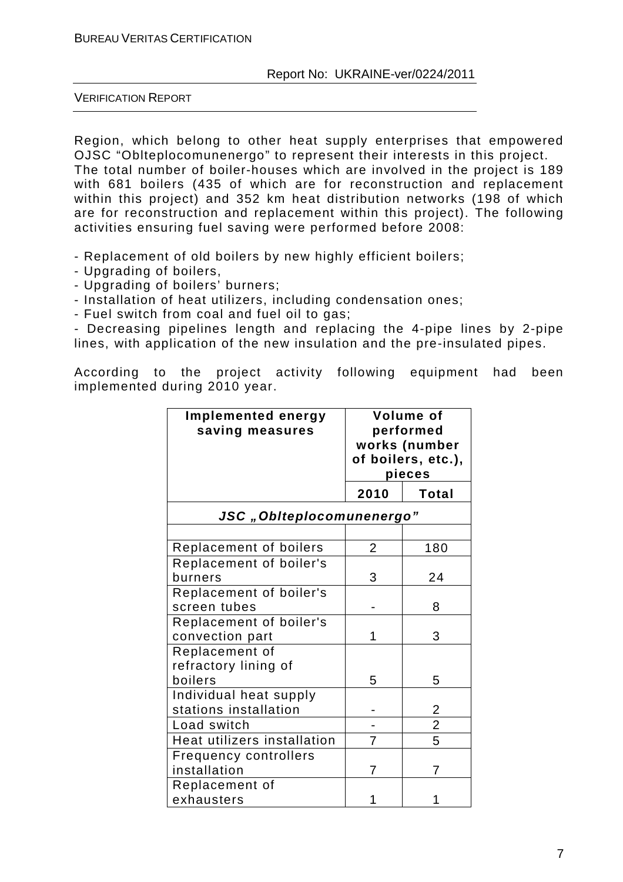Region, which belong to other heat supply enterprises that empowered OJSC "Oblteplocomunenergo" to represent their interests in this project. The total number of boiler-houses which are involved in the project is 189 with 681 boilers (435 of which are for reconstruction and replacement within this project) and 352 km heat distribution networks (198 of which are for reconstruction and replacement within this project). The following activities ensuring fuel saving were performed before 2008:

- Replacement of old boilers by new highly efficient boilers;
- Upgrading of boilers,
- Upgrading of boilers' burners;
- Installation of heat utilizers, including condensation ones;
- Fuel switch from coal and fuel oil to gas;
- Decreasing pipelines length and replacing the 4-pipe lines by 2-pipe lines, with application of the new insulation and the pre-insulated pipes.

According to the project activity following equipment had been implemented during 2010 year.

| Implemented energy saving measures | Volume of performed works (number of boilers, etc.), pieces | |
|---|---|---|
| | 2010 | Total |
| ***JSC „Oblteplocomunenergo"*** | | |
| | | |
| Replacement of boilers | 2 | 180 |
| Replacement of boiler's burners | 3 | 24 |
| Replacement of boiler's screen tubes | - | 8 |
| Replacement of boiler's convection part | 1 | 3 |
| Replacement of refractory lining of boilers | 5 | 5 |
| Individual heat supply stations installation | - | 2 |
| Load switch | - | 2 |
| Heat utilizers installation | 7 | 5 |
| Frequency controllers installation | 7 | 7 |
| Replacement of exhausters | 1 | 1 |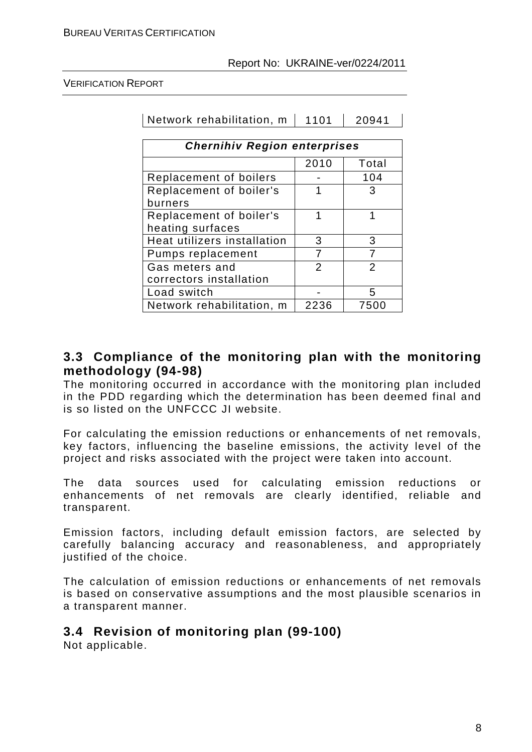| Network rehabilitation, m | 1101 | 20941 |
|---|---|---|

| *Chernihiv Region enterprises* | | |
|---|---|---|
| | 2010 | Total |
| Replacement of boilers | - | 104 |
| Replacement of boiler's burners | 1 | 3 |
| Replacement of boiler's heating surfaces | 1 | 1 |
| Heat utilizers installation | 3 | 3 |
| Pumps replacement | 7 | 7 |
| Gas meters and correctors installation | 2 | 2 |
| Load switch | - | 5 |
| Network rehabilitation, m | 2236 | 7500 |

## 3.3 Compliance of the monitoring plan with the monitoring methodology (94-98)

The monitoring occurred in accordance with the monitoring plan included in the PDD regarding which the determination has been deemed final and is so listed on the UNFCCC JI website.

For calculating the emission reductions or enhancements of net removals, key factors, influencing the baseline emissions, the activity level of the project and risks associated with the project were taken into account.

The data sources used for calculating emission reductions or enhancements of net removals are clearly identified, reliable and transparent.

Emission factors, including default emission factors, are selected by carefully balancing accuracy and reasonableness, and appropriately justified of the choice.

The calculation of emission reductions or enhancements of net removals is based on conservative assumptions and the most plausible scenarios in a transparent manner.

## 3.4 Revision of monitoring plan (99-100)

Not applicable.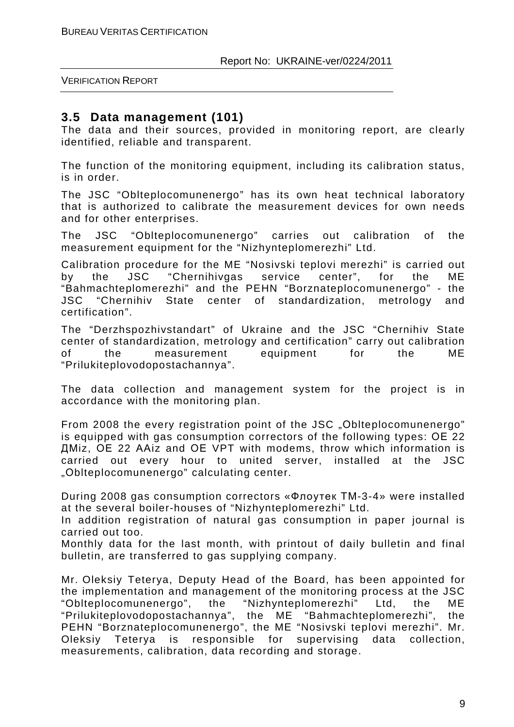## 3.5 Data management (101)

The data and their sources, provided in monitoring report, are clearly identified, reliable and transparent.

The function of the monitoring equipment, including its calibration status, is in order.

The JSC "Oblteplocomunenergo" has its own heat technical laboratory that is authorized to calibrate the measurement devices for own needs and for other enterprises.

The JSC "Oblteplocomunenergo" carries out calibration of the measurement equipment for the "Nizhynteplomerezhi" Ltd.

Calibration procedure for the ME "Nosivski teplovi merezhi" is carried out by the JSC "Chernihivgas service center", for the ME "Bahmachteplomerezhi" and the PEHN "Borznateplocomunenergo" - the JSC "Chernihiv State center of standardization, metrology and certification".

The "Derzhspozhivstandart" of Ukraine and the JSC "Chernihiv State center of standardization, metrology and certification" carry out calibration of the measurement equipment for the ME "Prilukiteplovodopostachannya".

The data collection and management system for the project is in accordance with the monitoring plan.

From 2008 the every registration point of the JSC „Oblteplocomunenergo" is equipped with gas consumption correctors of the following types: OE 22 ДMiz, OE 22 AAiz and OE VPT with modems, throw which information is carried out every hour to united server, installed at the JSC „Oblteplocomunenergo" calculating center.

During 2008 gas consumption correctors «Флоутек ТМ-3-4» were installed at the several boiler-houses of "Nizhynteplomerezhi" Ltd.
In addition registration of natural gas consumption in paper journal is carried out too.
Monthly data for the last month, with printout of daily bulletin and final bulletin, are transferred to gas supplying company.

Mr. Oleksiy Teterya, Deputy Head of the Board, has been appointed for the implementation and management of the monitoring process at the JSC "Oblteplocomunenergo", the "Nizhynteplomerezhi" Ltd, the ME "Prilukiteplovodopostachannya", the ME "Bahmachteplomerezhi", the PEHN "Borznateplocomunenergo", the ME "Nosivski teplovi merezhi". Mr. Oleksiy Teterya is responsible for supervising data collection, measurements, calibration, data recording and storage.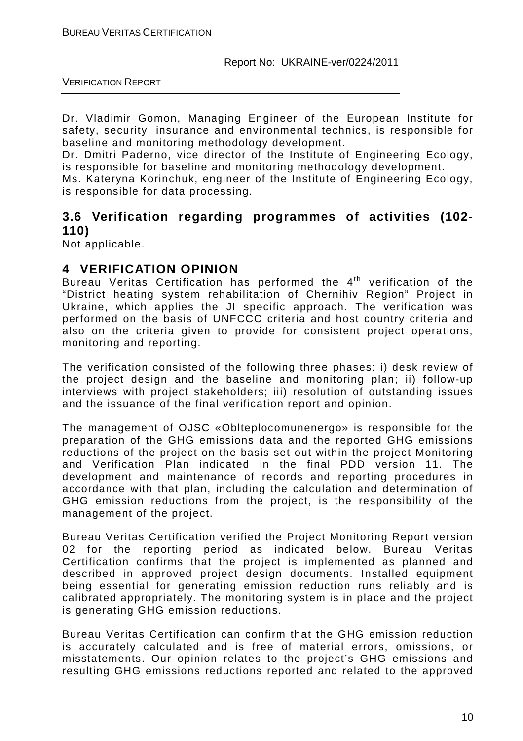Dr. Vladimir Gomon, Managing Engineer of the European Institute for safety, security, insurance and environmental technics, is responsible for baseline and monitoring methodology development.
Dr. Dmitri Paderno, vice director of the Institute of Engineering Ecology, is responsible for baseline and monitoring methodology development.
Ms. Kateryna Korinchuk, engineer of the Institute of Engineering Ecology, is responsible for data processing.

### 3.6 Verification regarding programmes of activities (102-110)

Not applicable.

## 4 VERIFICATION OPINION

Bureau Veritas Certification has performed the 4th verification of the "District heating system rehabilitation of Chernihiv Region" Project in Ukraine, which applies the JI specific approach. The verification was performed on the basis of UNFCCC criteria and host country criteria and also on the criteria given to provide for consistent project operations, monitoring and reporting.

The verification consisted of the following three phases: i) desk review of the project design and the baseline and monitoring plan; ii) follow-up interviews with project stakeholders; iii) resolution of outstanding issues and the issuance of the final verification report and opinion.

The management of OJSC «Oblteplocomunenergo» is responsible for the preparation of the GHG emissions data and the reported GHG emissions reductions of the project on the basis set out within the project Monitoring and Verification Plan indicated in the final PDD version 11. The development and maintenance of records and reporting procedures in accordance with that plan, including the calculation and determination of GHG emission reductions from the project, is the responsibility of the management of the project.

Bureau Veritas Certification verified the Project Monitoring Report version 02 for the reporting period as indicated below. Bureau Veritas Certification confirms that the project is implemented as planned and described in approved project design documents. Installed equipment being essential for generating emission reduction runs reliably and is calibrated appropriately. The monitoring system is in place and the project is generating GHG emission reductions.

Bureau Veritas Certification can confirm that the GHG emission reduction is accurately calculated and is free of material errors, omissions, or misstatements. Our opinion relates to the project's GHG emissions and resulting GHG emissions reductions reported and related to the approved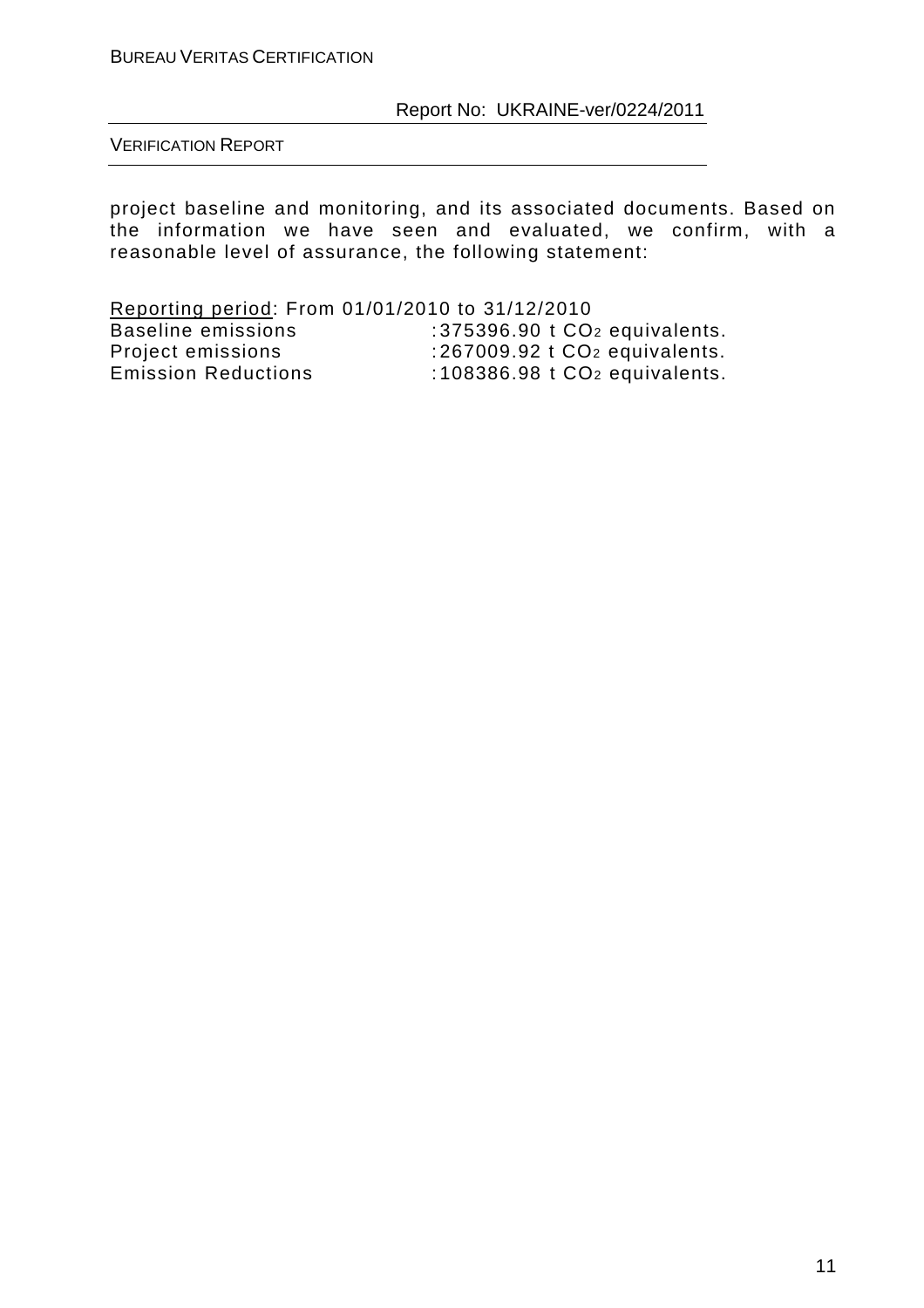project baseline and monitoring, and its associated documents. Based on the information we have seen and evaluated, we confirm, with a reasonable level of assurance, the following statement:

Reporting period: From 01/01/2010 to 31/12/2010

| | |
|---|---|
| Baseline emissions | :375396.90 t $CO_2$ equivalents. |
| Project emissions | :267009.92 t $CO_2$ equivalents. |
| Emission Reductions | :108386.98 t $CO_2$ equivalents. |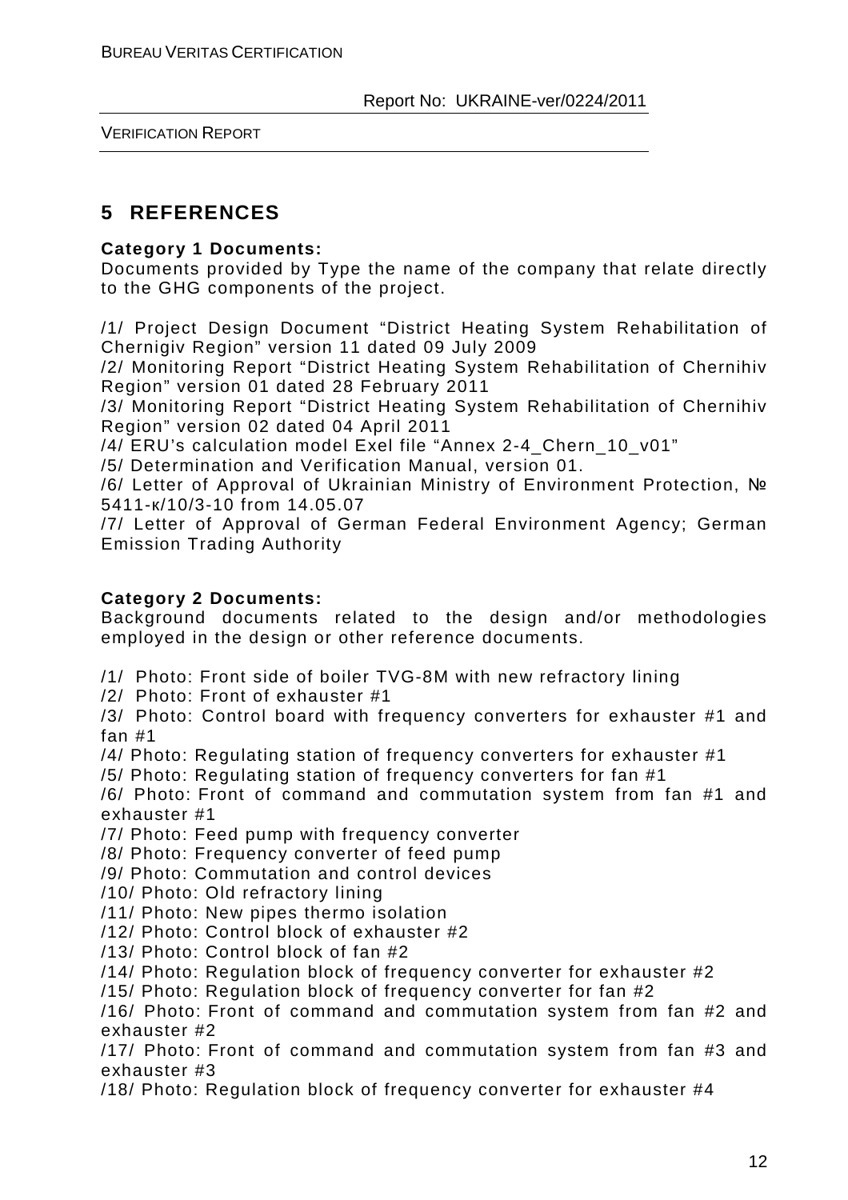# 5 REFERENCES

**Category 1 Documents:**

Documents provided by Type the name of the company that relate directly to the GHG components of the project.

/1/ Project Design Document "District Heating System Rehabilitation of Chernigiv Region" version 11 dated 09 July 2009

/2/ Monitoring Report "District Heating System Rehabilitation of Chernihiv Region" version 01 dated 28 February 2011

/3/ Monitoring Report "District Heating System Rehabilitation of Chernihiv Region" version 02 dated 04 April 2011

/4/ ERU's calculation model Exel file "Annex 2-4_Chern_10_v01"

/5/ Determination and Verification Manual, version 01.

/6/ Letter of Approval of Ukrainian Ministry of Environment Protection, № 5411-к/10/3-10 from 14.05.07

/7/ Letter of Approval of German Federal Environment Agency; German Emission Trading Authority

**Category 2 Documents:**

Background documents related to the design and/or methodologies employed in the design or other reference documents.

/1/ Photo: Front side of boiler TVG-8M with new refractory lining

/2/ Photo: Front of exhauster #1

/3/ Photo: Control board with frequency converters for exhauster #1 and fan #1

/4/ Photo: Regulating station of frequency converters for exhauster #1

/5/ Photo: Regulating station of frequency converters for fan #1

/6/ Photo: Front of command and commutation system from fan #1 and exhauster #1

/7/ Photo: Feed pump with frequency converter

/8/ Photo: Frequency converter of feed pump

/9/ Photo: Commutation and control devices

/10/ Photo: Old refractory lining

/11/ Photo: New pipes thermo isolation

/12/ Photo: Control block of exhauster #2

/13/ Photo: Control block of fan #2

/14/ Photo: Regulation block of frequency converter for exhauster #2

/15/ Photo: Regulation block of frequency converter for fan #2

/16/ Photo: Front of command and commutation system from fan #2 and exhauster #2

/17/ Photo: Front of command and commutation system from fan #3 and exhauster #3

/18/ Photo: Regulation block of frequency converter for exhauster #4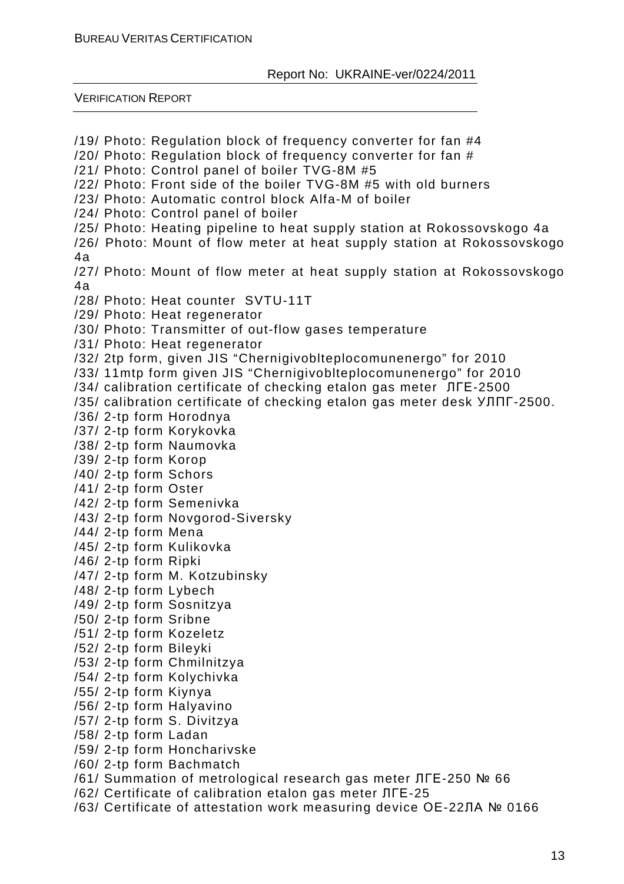/19/ Photo: Regulation block of frequency converter for fan #4
/20/ Photo: Regulation block of frequency converter for fan #
/21/ Photo: Control panel of boiler TVG-8M #5
/22/ Photo: Front side of the boiler TVG-8M #5 with old burners
/23/ Photo: Automatic control block Alfa-M of boiler
/24/ Photo: Control panel of boiler
/25/ Photo: Heating pipeline to heat supply station at Rokossovskogo 4a
/26/ Photo: Mount of flow meter at heat supply station at Rokossovskogo 4a
/27/ Photo: Mount of flow meter at heat supply station at Rokossovskogo 4a
/28/ Photo: Heat counter SVTU-11T
/29/ Photo: Heat regenerator
/30/ Photo: Transmitter of out-flow gases temperature
/31/ Photo: Heat regenerator
/32/ 2tp form, given JIS "Chernigivoblteplocomunenergo" for 2010
/33/ 11mtp form given JIS "Chernigivoblteplocomunenergo" for 2010
/34/ calibration certificate of checking etalon gas meter ЛГЕ-2500
/35/ calibration certificate of checking etalon gas meter desk УЛПГ-2500.
/36/ 2-tp form Horodnya
/37/ 2-tp form Korykovka
/38/ 2-tp form Naumovka
/39/ 2-tp form Korop
/40/ 2-tp form Schors
/41/ 2-tp form Oster
/42/ 2-tp form Semenivka
/43/ 2-tp form Novgorod-Siversky
/44/ 2-tp form Mena
/45/ 2-tp form Kulikovka
/46/ 2-tp form Ripki
/47/ 2-tp form M. Kotzubinsky
/48/ 2-tp form Lybech
/49/ 2-tp form Sosnitzya
/50/ 2-tp form Sribne
/51/ 2-tp form Kozeletz
/52/ 2-tp form Bileyki
/53/ 2-tp form Chmilnitzya
/54/ 2-tp form Kolychivka
/55/ 2-tp form Kiynya
/56/ 2-tp form Halyavino
/57/ 2-tp form S. Divitzya
/58/ 2-tp form Ladan
/59/ 2-tp form Honcharivske
/60/ 2-tp form Bachmatch
/61/ Summation of metrological research gas meter ЛГЕ-250 № 66
/62/ Certificate of calibration etalon gas meter ЛГЕ-25
/63/ Certificate of attestation work measuring device ОЕ-22ЛА № 0166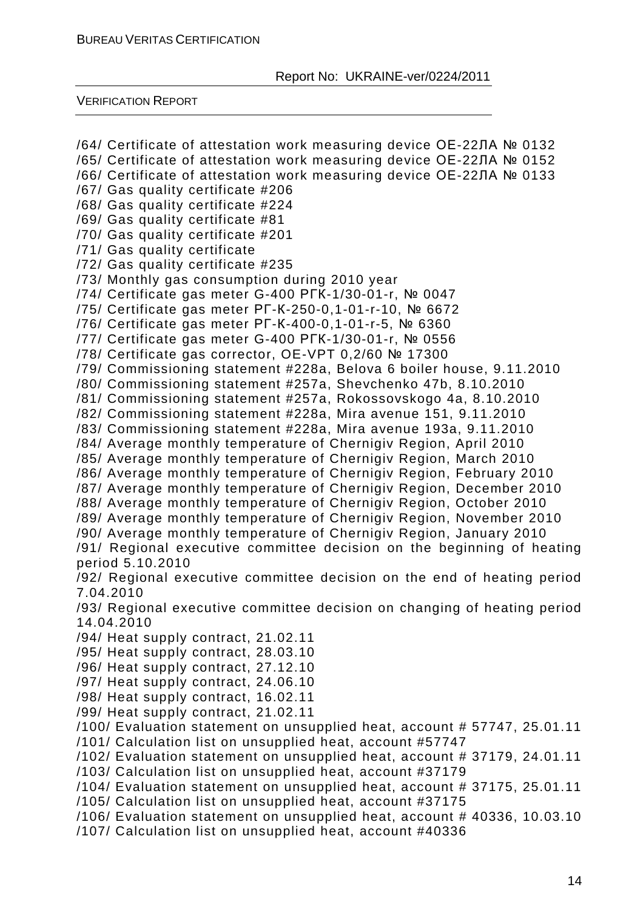/64/ Certificate of attestation work measuring device OE-22ЛА № 0132
/65/ Certificate of attestation work measuring device OE-22ЛА № 0152
/66/ Certificate of attestation work measuring device OE-22ЛА № 0133
/67/ Gas quality certificate #206
/68/ Gas quality certificate #224
/69/ Gas quality certificate #81
/70/ Gas quality certificate #201
/71/ Gas quality certificate
/72/ Gas quality certificate #235
/73/ Monthly gas consumption during 2010 year
/74/ Certificate gas meter G-400 РГК-1/30-01-r, № 0047
/75/ Certificate gas meter РГ-К-250-0,1-01-r-10, № 6672
/76/ Certificate gas meter РГ-К-400-0,1-01-r-5, № 6360
/77/ Certificate gas meter G-400 РГК-1/30-01-r, № 0556
/78/ Certificate gas corrector, OE-VPT 0,2/60 № 17300
/79/ Commissioning statement #228a, Belova 6 boiler house, 9.11.2010
/80/ Commissioning statement #257a, Shevchenko 47b, 8.10.2010
/81/ Commissioning statement #257a, Rokossovskogo 4a, 8.10.2010
/82/ Commissioning statement #228a, Mira avenue 151, 9.11.2010
/83/ Commissioning statement #228a, Mira avenue 193a, 9.11.2010
/84/ Average monthly temperature of Chernigiv Region, April 2010
/85/ Average monthly temperature of Chernigiv Region, March 2010
/86/ Average monthly temperature of Chernigiv Region, February 2010
/87/ Average monthly temperature of Chernigiv Region, December 2010
/88/ Average monthly temperature of Chernigiv Region, October 2010
/89/ Average monthly temperature of Chernigiv Region, November 2010
/90/ Average monthly temperature of Chernigiv Region, January 2010
/91/ Regional executive committee decision on the beginning of heating period 5.10.2010
/92/ Regional executive committee decision on the end of heating period 7.04.2010
/93/ Regional executive committee decision on changing of heating period 14.04.2010
/94/ Heat supply contract, 21.02.11
/95/ Heat supply contract, 28.03.10
/96/ Heat supply contract, 27.12.10
/97/ Heat supply contract, 24.06.10
/98/ Heat supply contract, 16.02.11
/99/ Heat supply contract, 21.02.11
/100/ Evaluation statement on unsupplied heat, account # 57747, 25.01.11
/101/ Calculation list on unsupplied heat, account #57747
/102/ Evaluation statement on unsupplied heat, account # 37179, 24.01.11
/103/ Calculation list on unsupplied heat, account #37179
/104/ Evaluation statement on unsupplied heat, account # 37175, 25.01.11
/105/ Calculation list on unsupplied heat, account #37175
/106/ Evaluation statement on unsupplied heat, account # 40336, 10.03.10
/107/ Calculation list on unsupplied heat, account #40336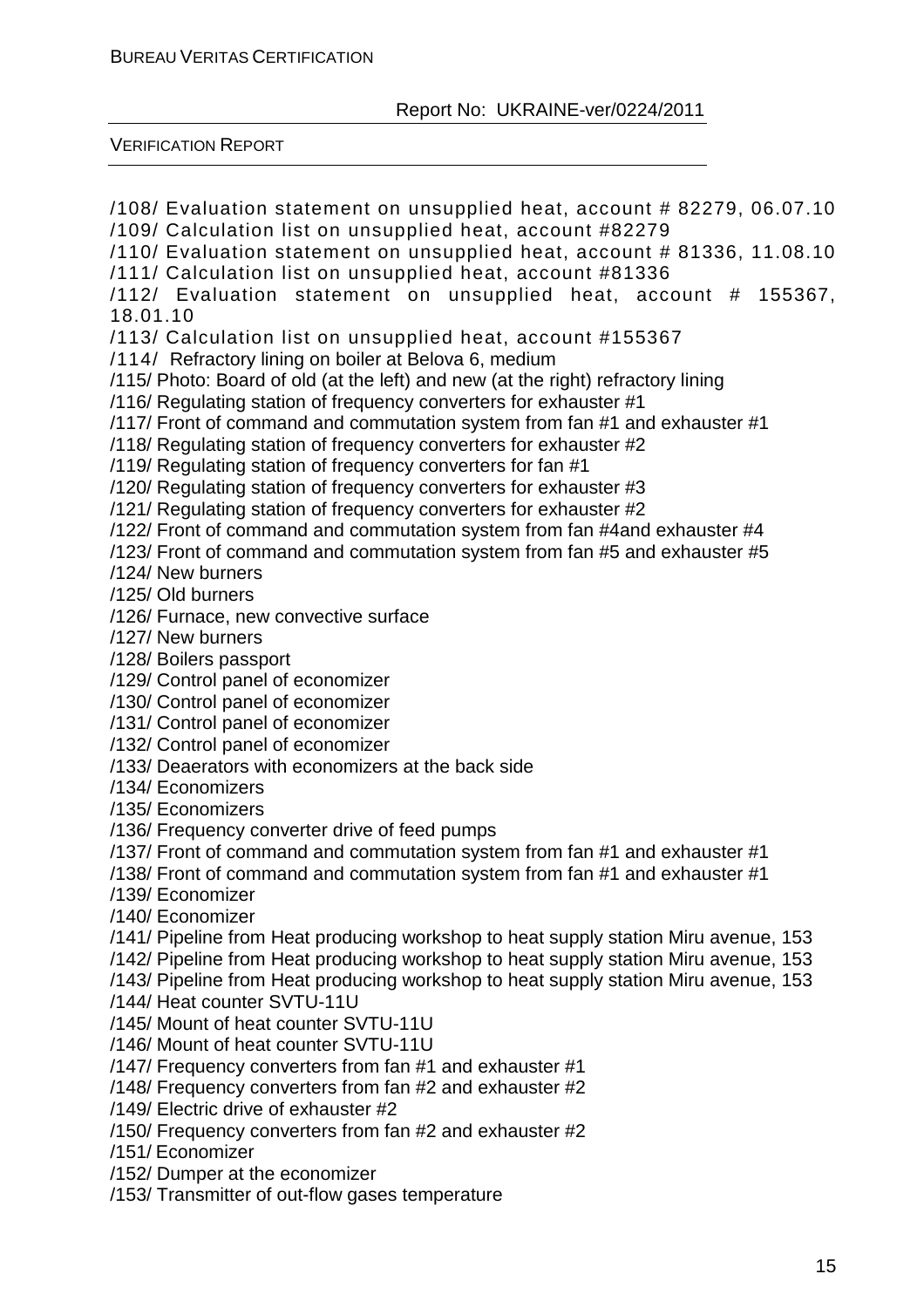/108/ Evaluation statement on unsupplied heat, account # 82279, 06.07.10
/109/ Calculation list on unsupplied heat, account #82279
/110/ Evaluation statement on unsupplied heat, account # 81336, 11.08.10
/111/ Calculation list on unsupplied heat, account #81336
/112/ Evaluation statement on unsupplied heat, account # 155367, 18.01.10
/113/ Calculation list on unsupplied heat, account #155367
/114/ Refractory lining on boiler at Belova 6, medium
/115/ Photo: Board of old (at the left) and new (at the right) refractory lining
/116/ Regulating station of frequency converters for exhauster #1
/117/ Front of command and commutation system from fan #1 and exhauster #1
/118/ Regulating station of frequency converters for exhauster #2
/119/ Regulating station of frequency converters for fan #1
/120/ Regulating station of frequency converters for exhauster #3
/121/ Regulating station of frequency converters for exhauster #2
/122/ Front of command and commutation system from fan #4and exhauster #4
/123/ Front of command and commutation system from fan #5 and exhauster #5
/124/ New burners
/125/ Old burners
/126/ Furnace, new convective surface
/127/ New burners
/128/ Boilers passport
/129/ Control panel of economizer
/130/ Control panel of economizer
/131/ Control panel of economizer
/132/ Control panel of economizer
/133/ Deaerators with economizers at the back side
/134/ Economizers
/135/ Economizers
/136/ Frequency converter drive of feed pumps
/137/ Front of command and commutation system from fan #1 and exhauster #1
/138/ Front of command and commutation system from fan #1 and exhauster #1
/139/ Economizer
/140/ Economizer
/141/ Pipeline from Heat producing workshop to heat supply station Miru avenue, 153
/142/ Pipeline from Heat producing workshop to heat supply station Miru avenue, 153
/143/ Pipeline from Heat producing workshop to heat supply station Miru avenue, 153
/144/ Heat counter SVTU-11U
/145/ Mount of heat counter SVTU-11U
/146/ Mount of heat counter SVTU-11U
/147/ Frequency converters from fan #1 and exhauster #1
/148/ Frequency converters from fan #2 and exhauster #2
/149/ Electric drive of exhauster #2
/150/ Frequency converters from fan #2 and exhauster #2
/151/ Economizer
/152/ Dumper at the economizer
/153/ Transmitter of out-flow gases temperature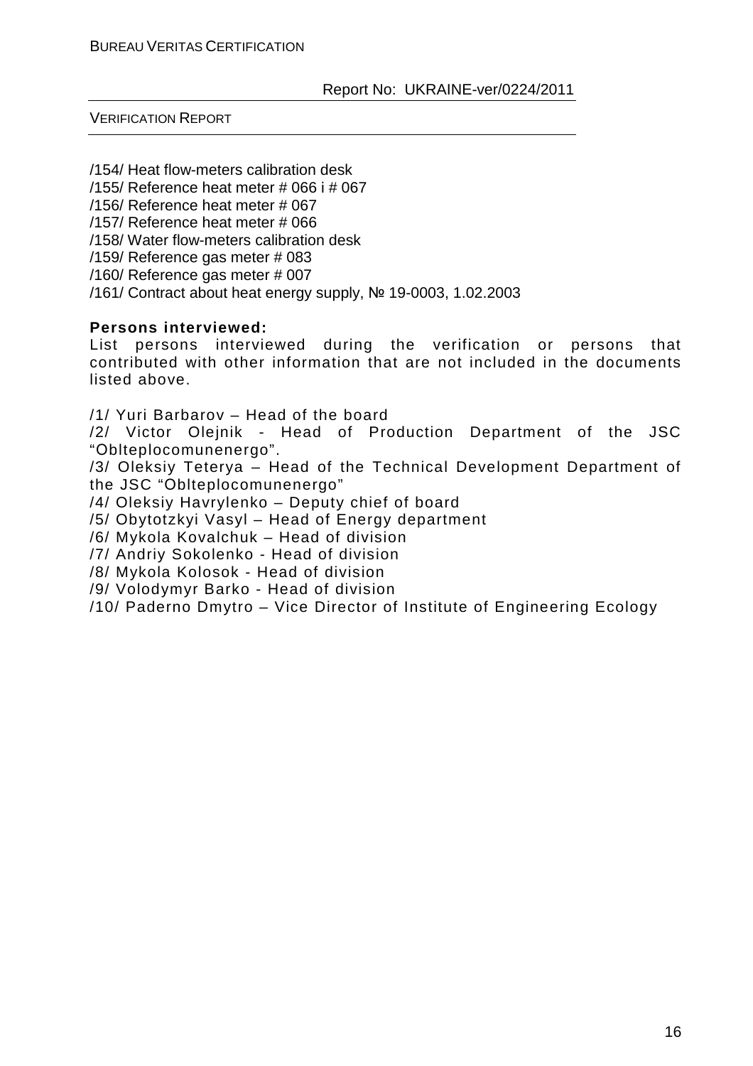/154/ Heat flow-meters calibration desk
/155/ Reference heat meter # 066 і # 067
/156/ Reference heat meter # 067
/157/ Reference heat meter # 066
/158/ Water flow-meters calibration desk
/159/ Reference gas meter # 083
/160/ Reference gas meter # 007
/161/ Contract about heat energy supply, № 19-0003, 1.02.2003

**Persons interviewed:**

List persons interviewed during the verification or persons that contributed with other information that are not included in the documents listed above.

/1/ Yuri Barbarov – Head of the board
/2/ Victor Olejnik - Head of Production Department of the JSC "Oblteplocomunenergo".
/3/ Oleksiy Teterya – Head of the Technical Development Department of the JSC "Oblteplocomunenergo"
/4/ Oleksiy Havrylenko – Deputy chief of board
/5/ Obytotzkyi Vasyl – Head of Energy department
/6/ Mykola Kovalchuk – Head of division
/7/ Andriy Sokolenko - Head of division
/8/ Mykola Kolosok - Head of division
/9/ Volodymyr Barko - Head of division
/10/ Paderno Dmytro – Vice Director of Institute of Engineering Ecology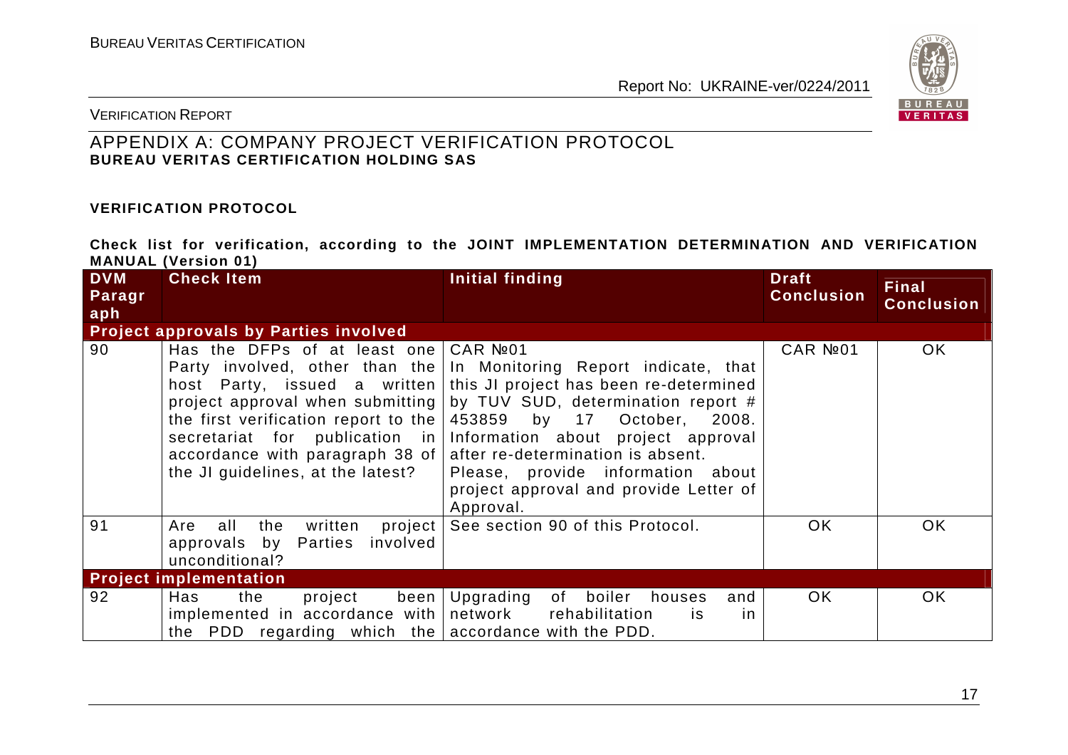## APPENDIX A: COMPANY PROJECT VERIFICATION PROTOCOL
**BUREAU VERITAS CERTIFICATION HOLDING SAS**

**VERIFICATION PROTOCOL**

**Check list for verification, according to the JOINT IMPLEMENTATION DETERMINATION AND VERIFICATION MANUAL (Version 01)**

| DVM Paragraph | Check Item | Initial finding | Draft Conclusion | Final Conclusion |
|---|---|---|---|---|
| **Project approvals by Parties involved** | | | | |
| 90 | Has the DFPs of at least one Party involved, other than the host Party, issued a written project approval when submitting the first verification report to the secretariat for publication in accordance with paragraph 38 of the JI guidelines, at the latest? | CAR №01<br>In Monitoring Report indicate, that this JI project has been re-determined by TUV SUD, determination report # 453859 by 17 October, 2008. Information about project approval after re-determination is absent.<br>Please, provide information about project approval and provide Letter of Approval. | CAR №01 | OK |
| 91 | Are all the written project approvals by Parties involved unconditional? | See section 90 of this Protocol. | OK | OK |
| **Project implementation** | | | | |
| 92 | Has the project been implemented in accordance with the PDD regarding which the | Upgrading of boiler houses and network rehabilitation is in accordance with the PDD. | OK | OK |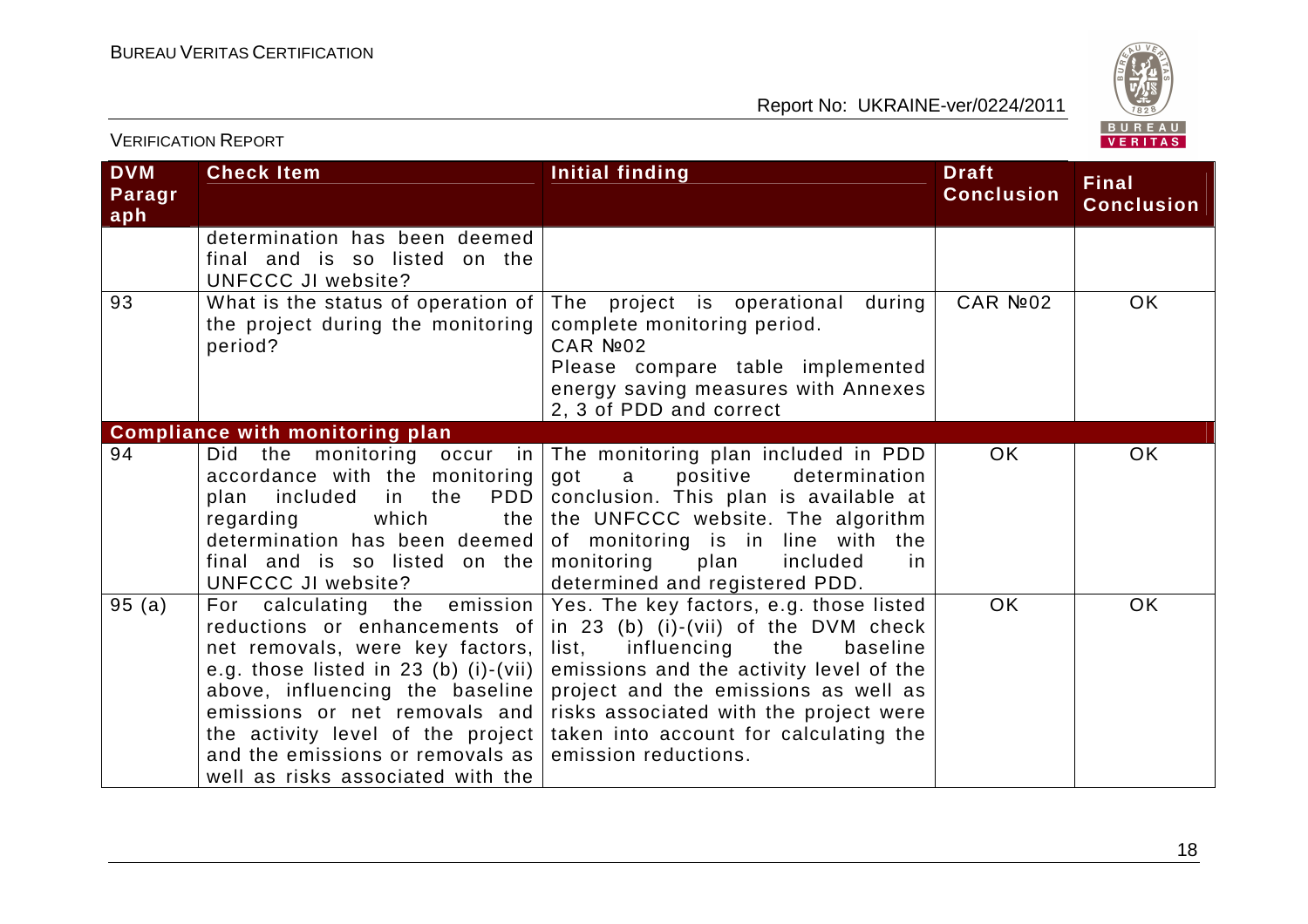| DVM Paragraph | Check Item | Initial finding | Draft Conclusion | Final Conclusion |
|---|---|---|---|---|
| | determination has been deemed final and is so listed on the UNFCCC JI website? | | | |
| 93 | What is the status of operation of the project during the monitoring period? | The project is operational during complete monitoring period.<br>CAR №02<br>Please compare table implemented energy saving measures with Annexes 2, 3 of PDD and correct | CAR №02 | OK |
| **Compliance with monitoring plan** | | | | |
| 94 | Did the monitoring occur in accordance with the monitoring plan included in the PDD regarding which the determination has been deemed final and is so listed on the UNFCCC JI website? | The monitoring plan included in PDD got a positive determination conclusion. This plan is available at the UNFCCC website. The algorithm of monitoring is in line with the monitoring plan included in determined and registered PDD. | OK | OK |
| 95 (a) | For calculating the emission reductions or enhancements of net removals, were key factors, e.g. those listed in 23 (b) (i)-(vii) above, influencing the baseline emissions or net removals and the activity level of the project and the emissions or removals as well as risks associated with the | Yes. The key factors, e.g. those listed in 23 (b) (i)-(vii) of the DVM check list, influencing the baseline emissions and the activity level of the project and the emissions as well as risks associated with the project were taken into account for calculating the emission reductions. | OK | OK |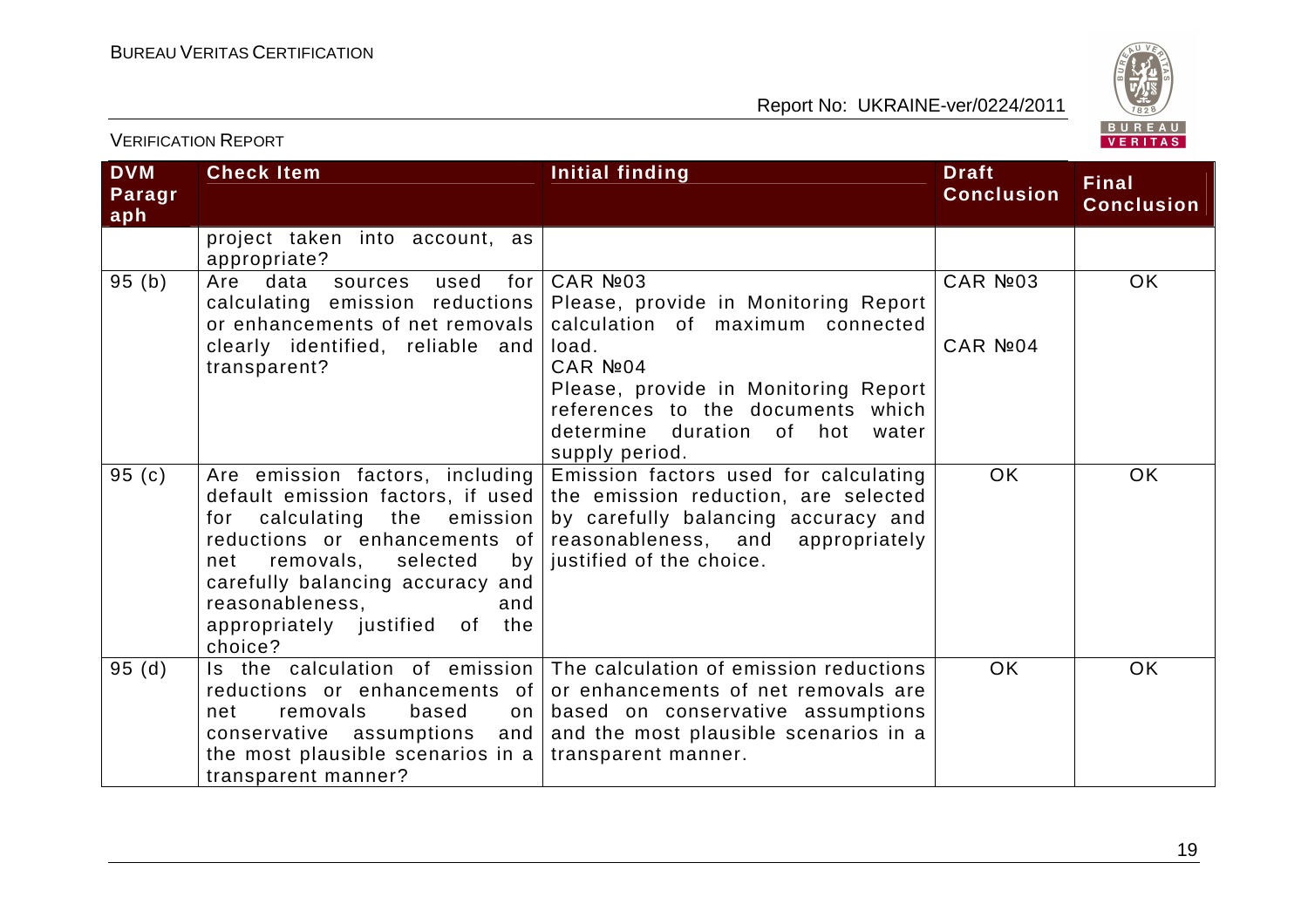| DVM Paragraph | Check Item | Initial finding | Draft Conclusion | Final Conclusion |
|---|---|---|---|---|
| | project taken into account, as appropriate? | | | |
| 95 (b) | Are data sources used for calculating emission reductions or enhancements of net removals clearly identified, reliable and transparent? | CAR №03<br>Please, provide in Monitoring Report calculation of maximum connected load.<br>CAR №04<br>Please, provide in Monitoring Report references to the documents which determine duration of hot water supply period. | CAR №03<br><br>CAR №04 | OK |
| 95 (c) | Are emission factors, including default emission factors, if used for calculating the emission reductions or enhancements of net removals, selected by carefully balancing accuracy and reasonableness, and appropriately justified of the choice? | Emission factors used for calculating the emission reduction, are selected by carefully balancing accuracy and reasonableness, and appropriately justified of the choice. | OK | OK |
| 95 (d) | Is the calculation of emission reductions or enhancements of net removals based on conservative assumptions and the most plausible scenarios in a transparent manner? | The calculation of emission reductions or enhancements of net removals are based on conservative assumptions and the most plausible scenarios in a transparent manner. | OK | OK |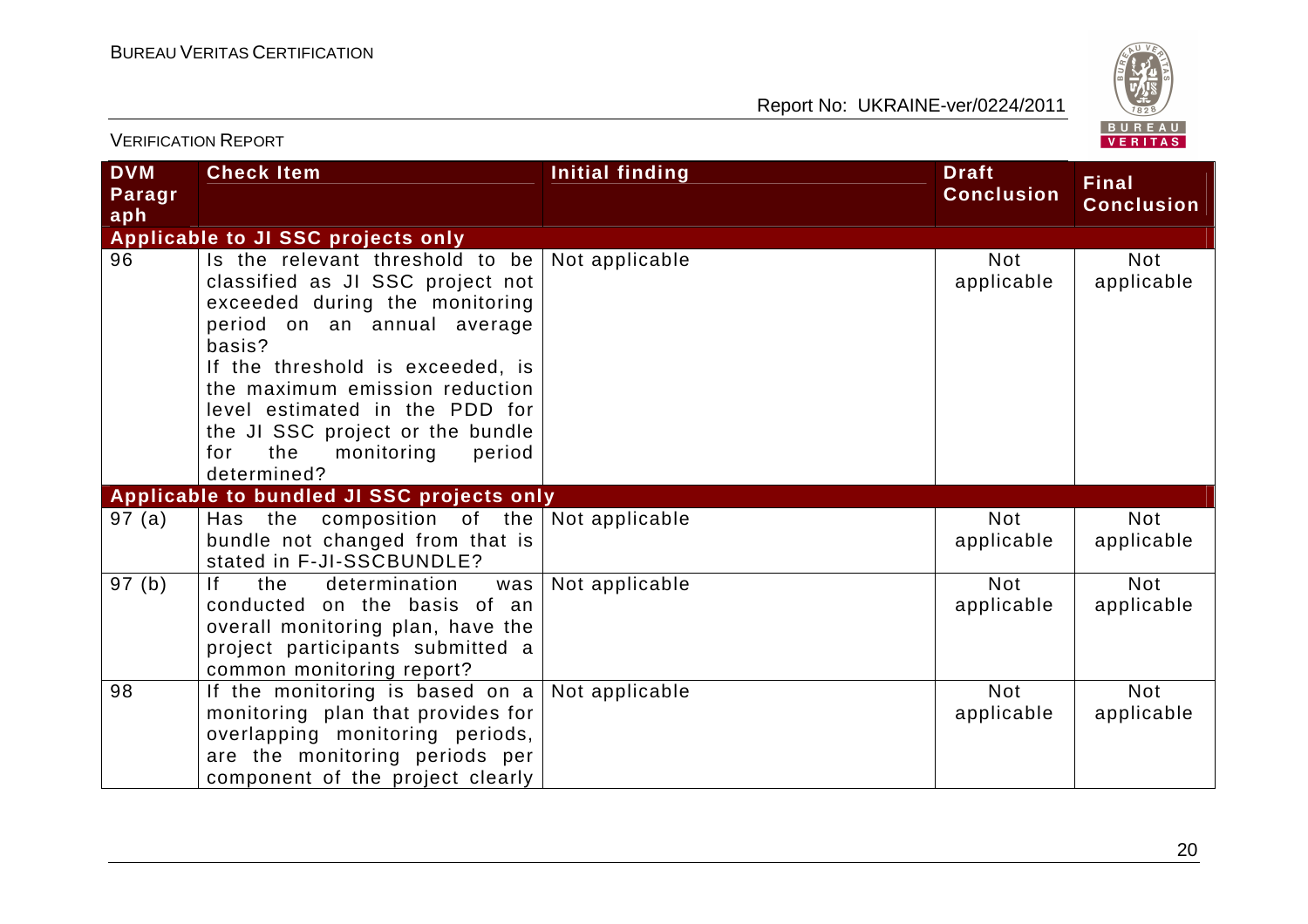| DVM Paragraph | Check Item | Initial finding | Draft Conclusion | Final Conclusion |
|---|---|---|---|---|
| **Applicable to JI SSC projects only** | | | | |
| 96 | Is the relevant threshold to be classified as JI SSC project not exceeded during the monitoring period on an annual average basis? If the threshold is exceeded, is the maximum emission reduction level estimated in the PDD for the JI SSC project or the bundle for the monitoring period determined? | Not applicable | Not applicable | Not applicable |
| **Applicable to bundled JI SSC projects only** | | | | |
| 97 (a) | Has the composition of the bundle not changed from that is stated in F-JI-SSCBUNDLE? | Not applicable | Not applicable | Not applicable |
| 97 (b) | If the determination was conducted on the basis of an overall monitoring plan, have the project participants submitted a common monitoring report? | Not applicable | Not applicable | Not applicable |
| 98 | If the monitoring is based on a monitoring plan that provides for overlapping monitoring periods, are the monitoring periods per component of the project clearly | Not applicable | Not applicable | Not applicable |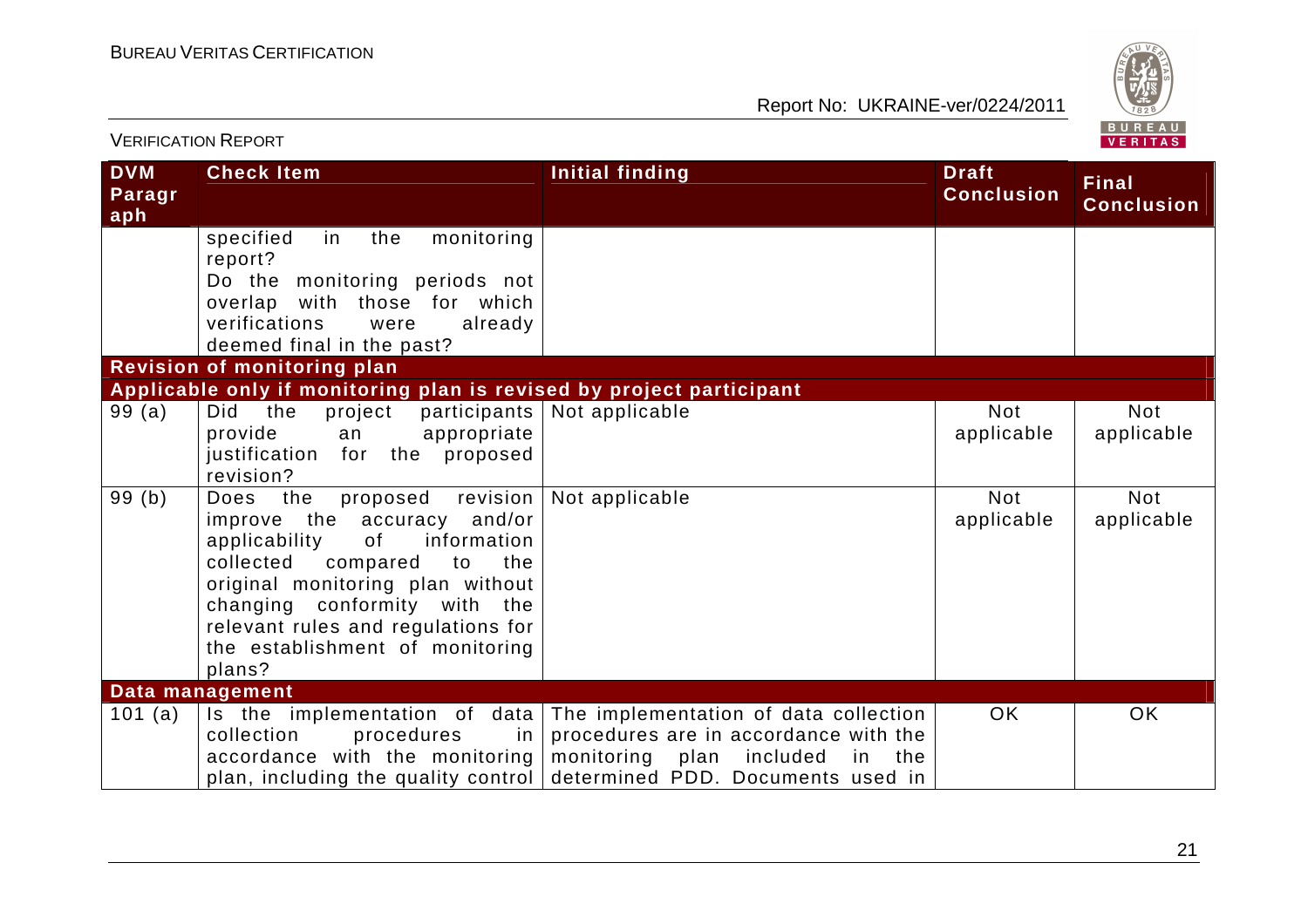| DVM Paragraph | Check Item | Initial finding | Draft Conclusion | Final Conclusion |
|---|---|---|---|---|
| | specified in the monitoring report? Do the monitoring periods not overlap with those for which verifications were already deemed final in the past? | | | |
| **Revision of monitoring plan** | | | | |
| **Applicable only if monitoring plan is revised by project participant** | | | | |
| 99 (a) | Did the project participants provide an appropriate justification for the proposed revision? | Not applicable | Not applicable | Not applicable |
| 99 (b) | Does the proposed revision improve the accuracy and/or applicability of information collected compared to the original monitoring plan without changing conformity with the relevant rules and regulations for the establishment of monitoring plans? | Not applicable | Not applicable | Not applicable |
| **Data management** | | | | |
| 101 (a) | Is the implementation of data collection procedures in accordance with the monitoring plan, including the quality control | The implementation of data collection procedures are in accordance with the monitoring plan included in the determined PDD. Documents used in | OK | OK |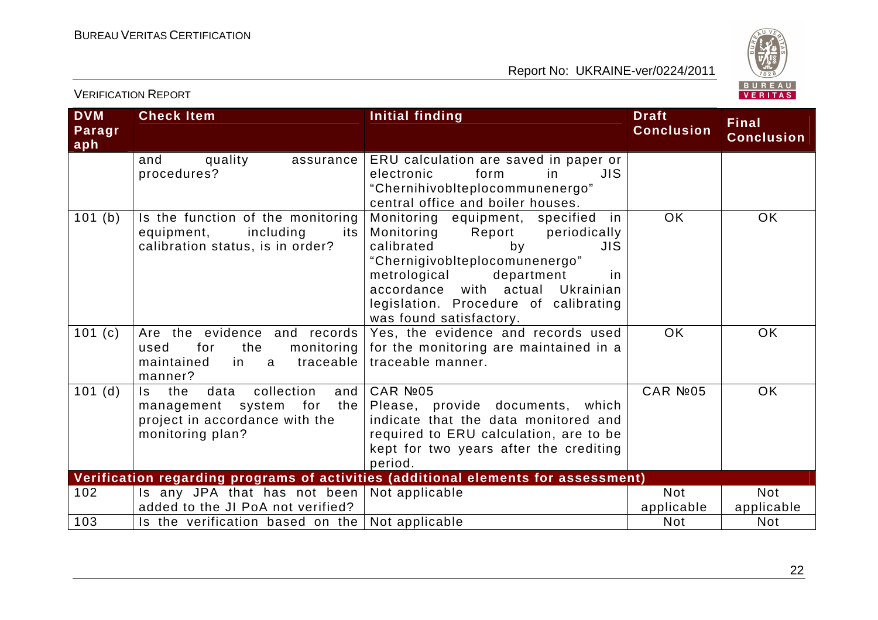| DVM Paragraph | Check Item | Initial finding | Draft Conclusion | Final Conclusion |
|---|---|---|---|---|
| | and quality assurance procedures? | ERU calculation are saved in paper or electronic form in JIS "Chernihivoblteplocommunenergo" central office and boiler houses. | | |
| 101 (b) | Is the function of the monitoring equipment, including its calibration status, is in order? | Monitoring equipment, specified in Monitoring Report periodically calibrated by JIS "Chernigivoblteplocomunenergo" metrological department in accordance with actual Ukrainian legislation. Procedure of calibrating was found satisfactory. | OK | OK |
| 101 (c) | Are the evidence and records used for the monitoring maintained in a traceable manner? | Yes, the evidence and records used for the monitoring are maintained in a traceable manner. | OK | OK |
| 101 (d) | Is the data collection and management system for the project in accordance with the monitoring plan? | CAR №05<br>Please, provide documents, which indicate that the data monitored and required to ERU calculation, are to be kept for two years after the crediting period. | CAR №05 | OK |
| **Verification regarding programs of activities (additional elements for assessment)** | | | | |
| 102 | Is any JPA that has not been added to the JI PoA not verified? | Not applicable | Not applicable | Not applicable |
| 103 | Is the verification based on the | Not applicable | Not | Not |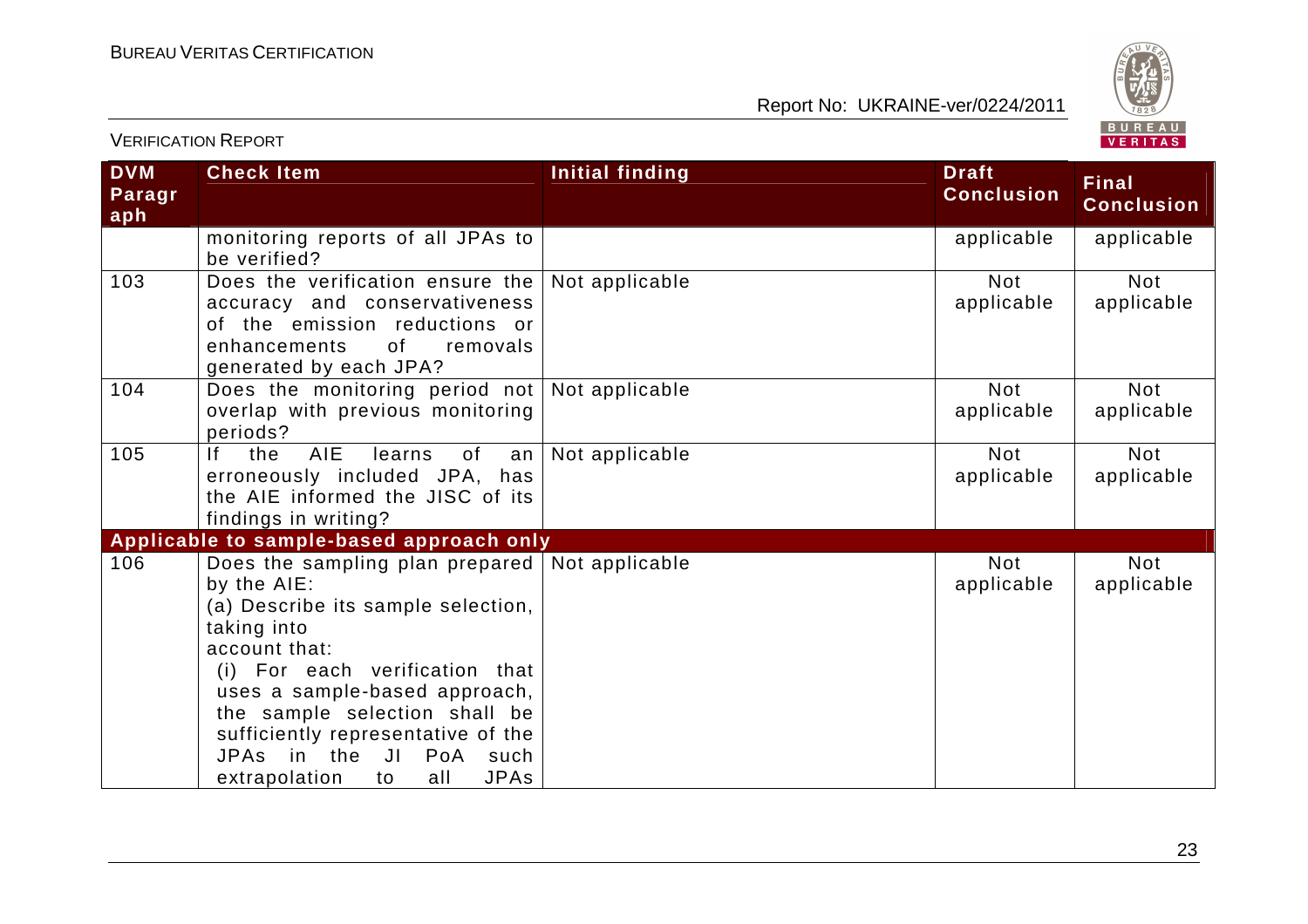| DVM Paragraph | Check Item | Initial finding | Draft Conclusion | Final Conclusion |
|---|---|---|---|---|
| | monitoring reports of all JPAs to be verified? | | applicable | applicable |
| 103 | Does the verification ensure the accuracy and conservativeness of the emission reductions or enhancements of removals generated by each JPA? | Not applicable | Not applicable | Not applicable |
| 104 | Does the monitoring period not overlap with previous monitoring periods? | Not applicable | Not applicable | Not applicable |
| 105 | If the AIE learns of an erroneously included JPA, has the AIE informed the JISC of its findings in writing? | Not applicable | Not applicable | Not applicable |
| **Applicable to sample-based approach only** | | | | |
| 106 | Does the sampling plan prepared by the AIE:<br>(a) Describe its sample selection, taking into account that:<br>(i) For each verification that uses a sample-based approach, the sample selection shall be sufficiently representative of the JPAs in the JI PoA such extrapolation to all JPAs | Not applicable | Not applicable | Not applicable |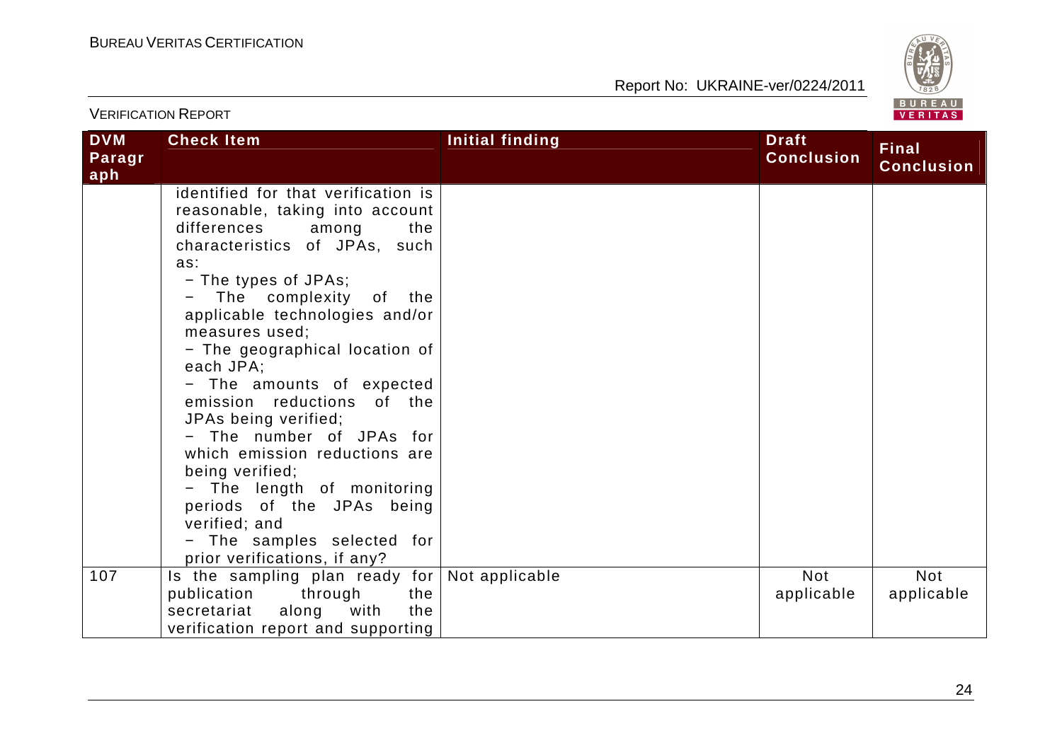| DVM Paragraph | Check Item | Initial finding | Draft Conclusion | Final Conclusion |
|---|---|---|---|---|
| | identified for that verification is reasonable, taking into account differences among the characteristics of JPAs, such as:<br>− The types of JPAs;<br>− The complexity of the applicable technologies and/or measures used;<br>− The geographical location of each JPA;<br>− The amounts of expected emission reductions of the JPAs being verified;<br>− The number of JPAs for which emission reductions are being verified;<br>− The length of monitoring periods of the JPAs being verified; and<br>− The samples selected for prior verifications, if any? | | | |
| 107 | Is the sampling plan ready for publication through the secretariat along with the verification report and supporting | Not applicable | Not applicable | Not applicable |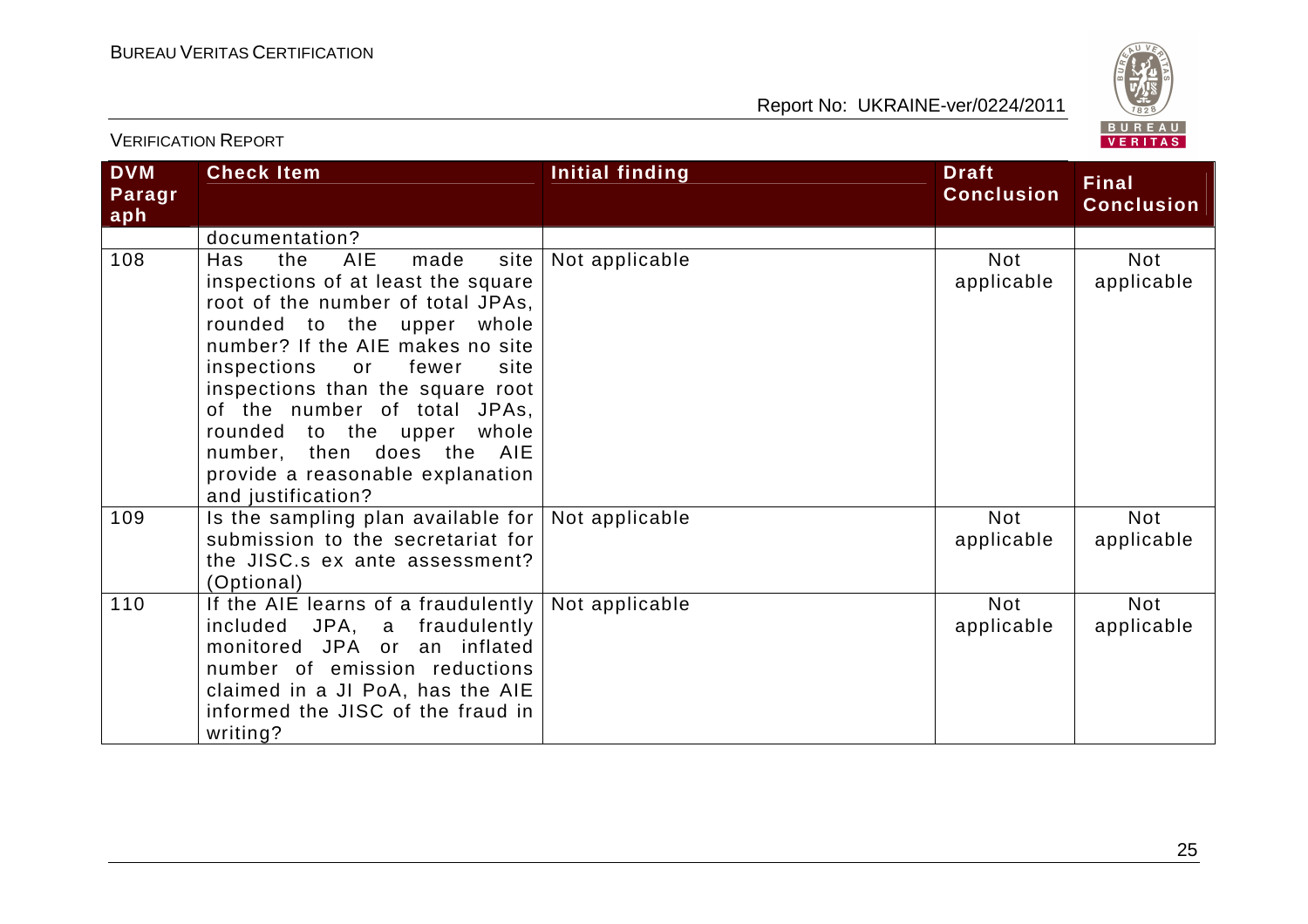| DVM Paragraph | Check Item | Initial finding | Draft Conclusion | Final Conclusion |
|---|---|---|---|---|
| | documentation? | | | |
| 108 | Has the AIE made site inspections of at least the square root of the number of total JPAs, rounded to the upper whole number? If the AIE makes no site inspections or fewer site inspections than the square root of the number of total JPAs, rounded to the upper whole number, then does the AIE provide a reasonable explanation and justification? | Not applicable | Not applicable | Not applicable |
| 109 | Is the sampling plan available for submission to the secretariat for the JISC.s ex ante assessment? (Optional) | Not applicable | Not applicable | Not applicable |
| 110 | If the AIE learns of a fraudulently included JPA, a fraudulently monitored JPA or an inflated number of emission reductions claimed in a JI PoA, has the AIE informed the JISC of the fraud in writing? | Not applicable | Not applicable | Not applicable |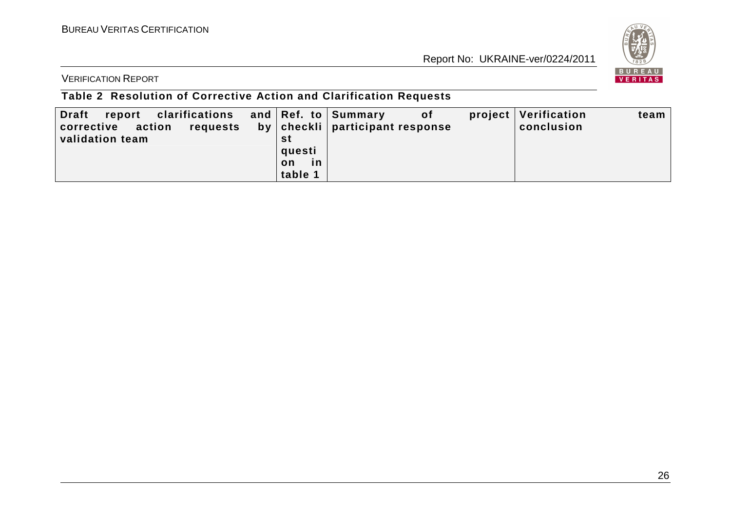**Table 2 Resolution of Corrective Action and Clarification Requests**

| Draft report clarifications and corrective action requests by validation team | Ref. to checklist question in table 1 | Summary of project participant response | Verification team conclusion |
| --- | --- | --- | --- |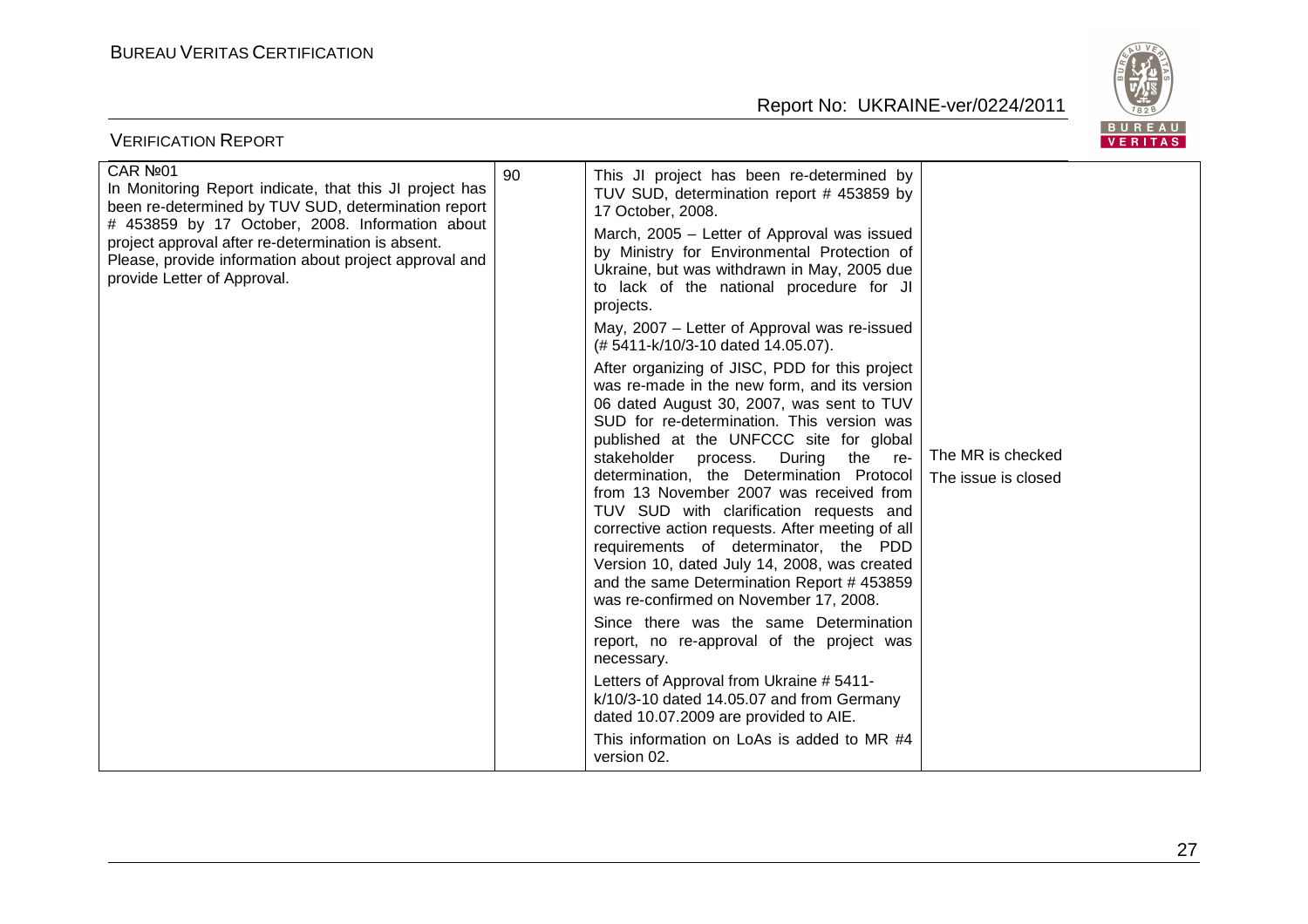| | | | |
|---|---|---|---|
| CAR №01<br>In Monitoring Report indicate, that this JI project has been re-determined by TUV SUD, determination report # 453859 by 17 October, 2008. Information about project approval after re-determination is absent.<br>Please, provide information about project approval and provide Letter of Approval. | 90 | This JI project has been re-determined by TUV SUD, determination report # 453859 by 17 October, 2008.<br>March, 2005 – Letter of Approval was issued by Ministry for Environmental Protection of Ukraine, but was withdrawn in May, 2005 due to lack of the national procedure for JI projects.<br>May, 2007 – Letter of Approval was re-issued (# 5411-k/10/3-10 dated 14.05.07).<br>After organizing of JISC, PDD for this project was re-made in the new form, and its version 06 dated August 30, 2007, was sent to TUV SUD for re-determination. This version was published at the UNFCCC site for global stakeholder process. During the re-determination, the Determination Protocol from 13 November 2007 was received from TUV SUD with clarification requests and corrective action requests. After meeting of all requirements of determinator, the PDD Version 10, dated July 14, 2008, was created and the same Determination Report # 453859 was re-confirmed on November 17, 2008.<br>Since there was the same Determination report, no re-approval of the project was necessary.<br>Letters of Approval from Ukraine # 5411-k/10/3-10 dated 14.05.07 and from Germany dated 10.07.2009 are provided to AIE.<br>This information on LoAs is added to MR #4 version 02. | The MR is checked<br>The issue is closed |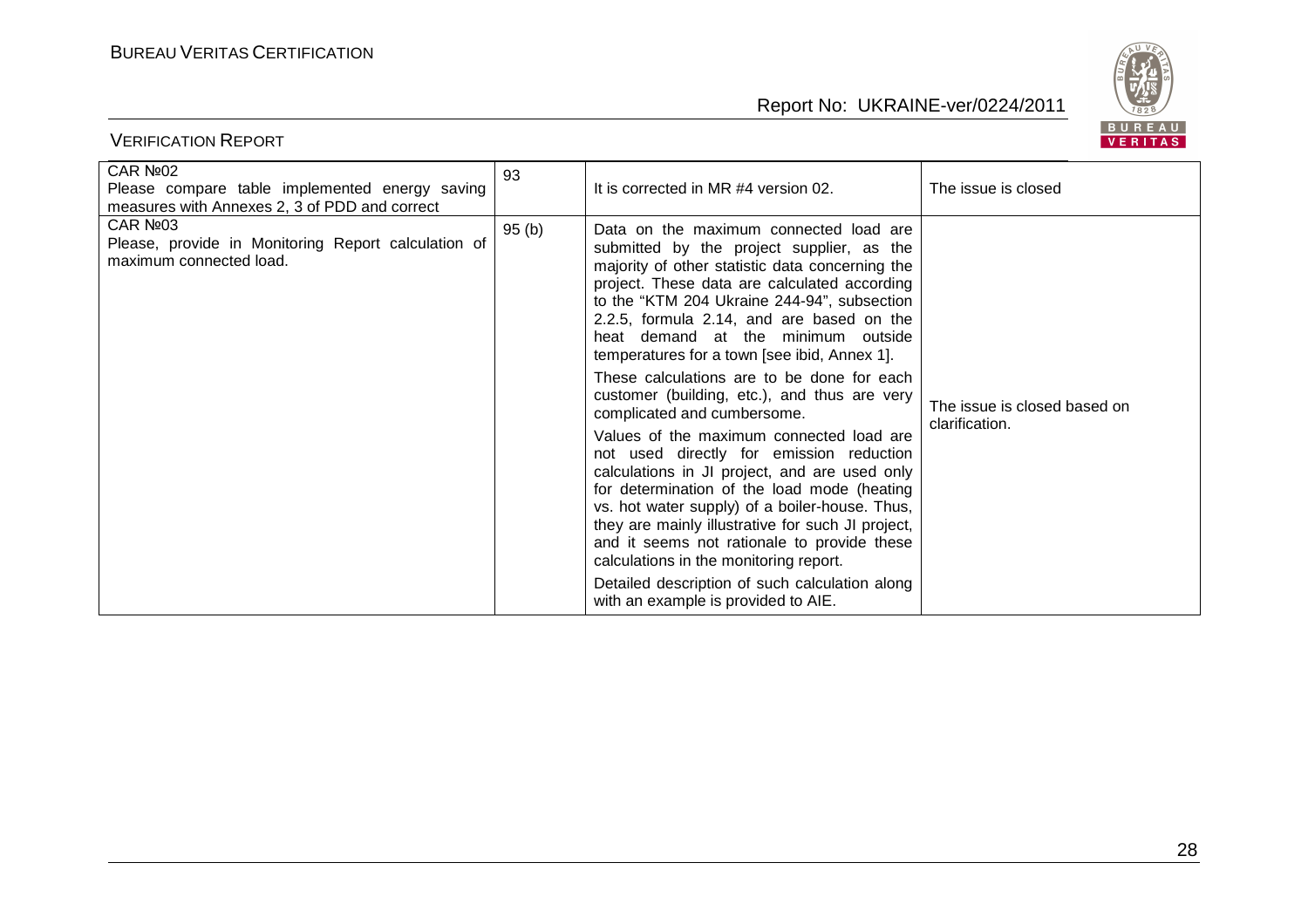| CAR №02<br>Please compare table implemented energy saving measures with Annexes 2, 3 of PDD and correct | 93 | It is corrected in MR #4 version 02. | The issue is closed |
|---|---|---|---|
| CAR №03<br>Please, provide in Monitoring Report calculation of maximum connected load. | 95 (b) | Data on the maximum connected load are submitted by the project supplier, as the majority of other statistic data concerning the project. These data are calculated according to the "KTM 204 Ukraine 244-94", subsection 2.2.5, formula 2.14, and are based on the heat demand at the minimum outside temperatures for a town [see ibid, Annex 1].<br>These calculations are to be done for each customer (building, etc.), and thus are very complicated and cumbersome.<br>Values of the maximum connected load are not used directly for emission reduction calculations in JI project, and are used only for determination of the load mode (heating vs. hot water supply) of a boiler-house. Thus, they are mainly illustrative for such JI project, and it seems not rationale to provide these calculations in the monitoring report.<br>Detailed description of such calculation along with an example is provided to AIE. | The issue is closed based on clarification. |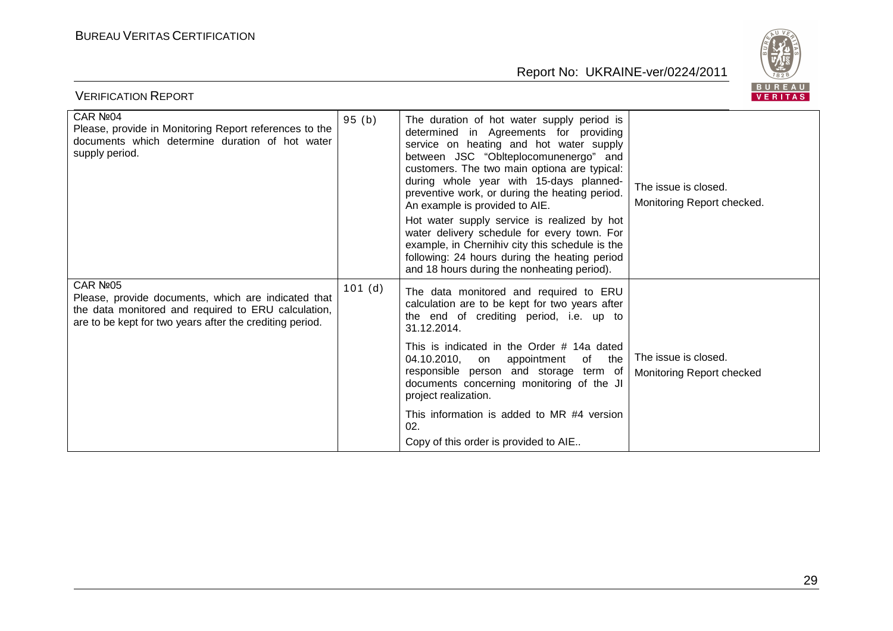| CAR №04 Please, provide in Monitoring Report references to the documents which determine duration of hot water supply period. | 95 (b) | The duration of hot water supply period is determined in Agreements for providing service on heating and hot water supply between JSC "Oblteplocomunenergo" and customers. The two main optiona are typical: during whole year with 15-days planned-preventive work, or during the heating period. An example is provided to AIE.<br>Hot water supply service is realized by hot water delivery schedule for every town. For example, in Chernihiv city this schedule is the following: 24 hours during the heating period and 18 hours during the nonheating period). | The issue is closed.<br>Monitoring Report checked. |
|---|---|---|---|
| CAR №05 Please, provide documents, which are indicated that the data monitored and required to ERU calculation, are to be kept for two years after the crediting period. | 101 (d) | The data monitored and required to ERU calculation are to be kept for two years after the end of crediting period, i.e. up to 31.12.2014.<br>This is indicated in the Order # 14a dated 04.10.2010, on appointment of the responsible person and storage term of documents concerning monitoring of the JI project realization.<br>This information is added to MR #4 version 02.<br>Copy of this order is provided to AIE.. | The issue is closed.<br>Monitoring Report checked |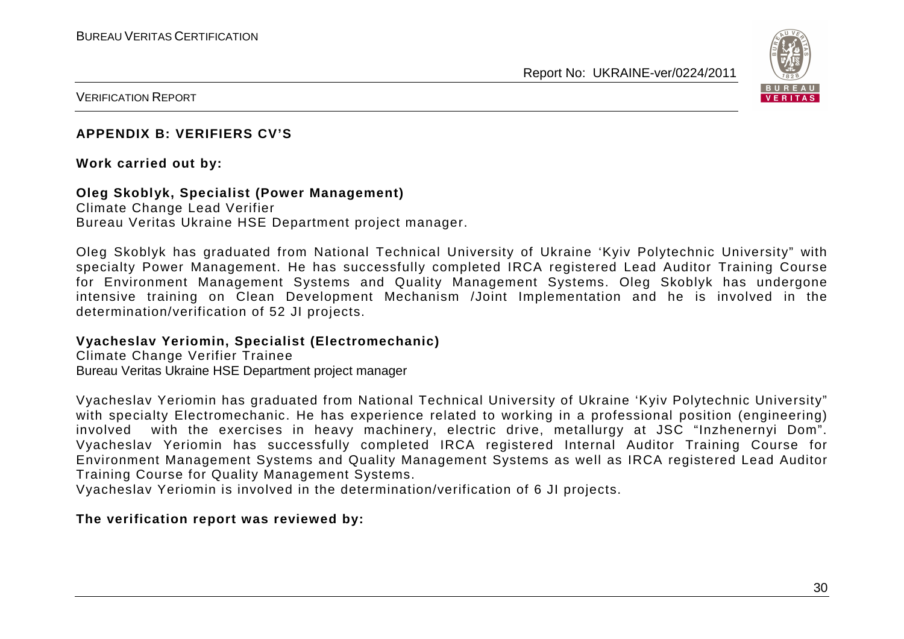## APPENDIX B: VERIFIERS CV'S

**Work carried out by:**

**Oleg Skoblyk, Specialist (Power Management)**
Climate Change Lead Verifier
Bureau Veritas Ukraine HSE Department project manager.

Oleg Skoblyk has graduated from National Technical University of Ukraine 'Kyiv Polytechnic University" with specialty Power Management. He has successfully completed IRCA registered Lead Auditor Training Course for Environment Management Systems and Quality Management Systems. Oleg Skoblyk has undergone intensive training on Clean Development Mechanism /Joint Implementation and he is involved in the determination/verification of 52 JI projects.

**Vyacheslav Yeriomin, Specialist (Electromechanic)**
Climate Change Verifier Trainee
Bureau Veritas Ukraine HSE Department project manager

Vyacheslav Yeriomin has graduated from National Technical University of Ukraine 'Kyiv Polytechnic University" with specialty Electromechanic. He has experience related to working in a professional position (engineering) involved with the exercises in heavy machinery, electric drive, metallurgy at JSC "Inzhenernyi Dom". Vyacheslav Yeriomin has successfully completed IRCA registered Internal Auditor Training Course for Environment Management Systems and Quality Management Systems as well as IRCA registered Lead Auditor Training Course for Quality Management Systems.
Vyacheslav Yeriomin is involved in the determination/verification of 6 JI projects.

**The verification report was reviewed by:**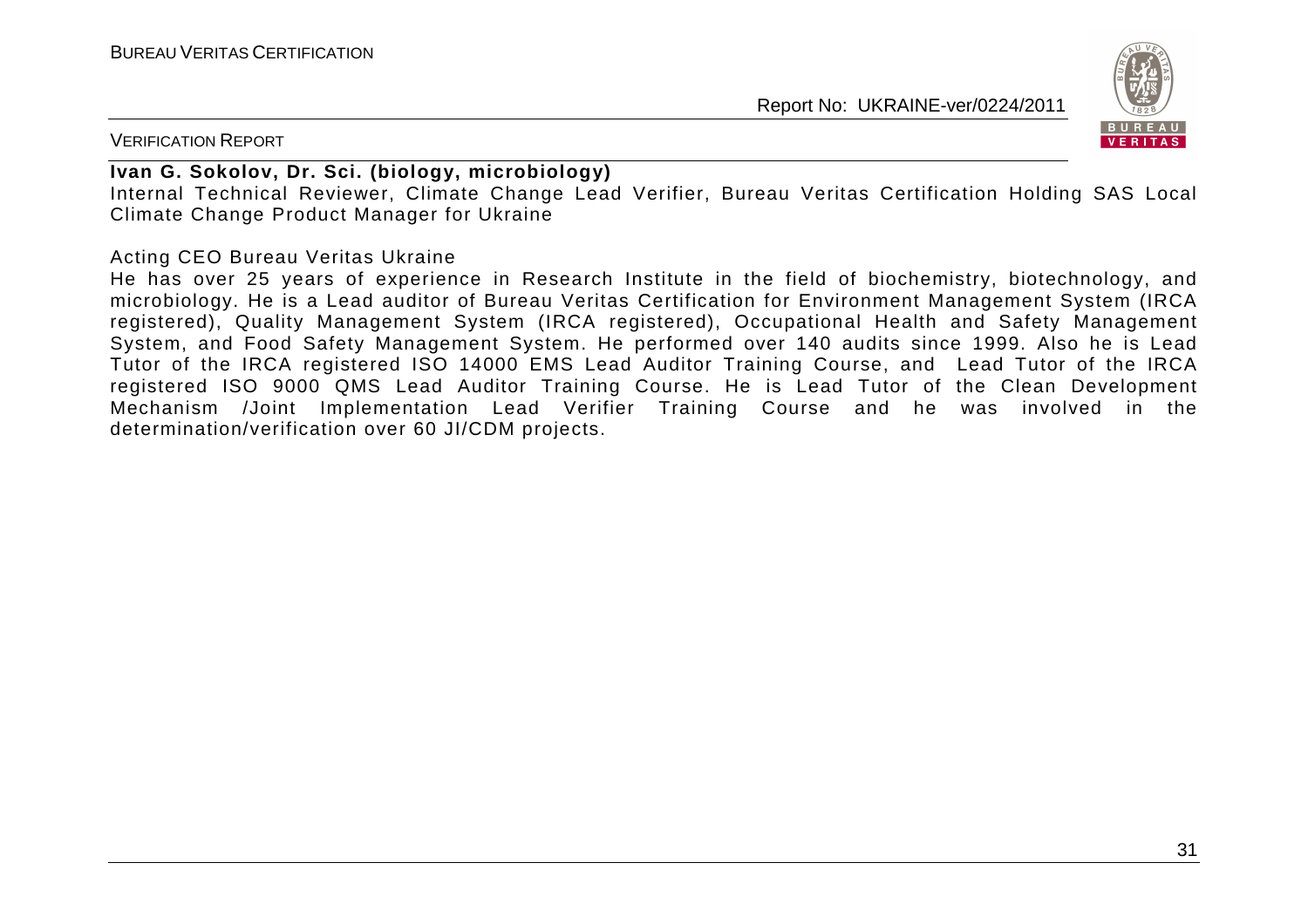**Ivan G. Sokolov, Dr. Sci. (biology, microbiology)**
Internal Technical Reviewer, Climate Change Lead Verifier, Bureau Veritas Certification Holding SAS Local Climate Change Product Manager for Ukraine

Acting CEO Bureau Veritas Ukraine

He has over 25 years of experience in Research Institute in the field of biochemistry, biotechnology, and microbiology. He is a Lead auditor of Bureau Veritas Certification for Environment Management System (IRCA registered), Quality Management System (IRCA registered), Occupational Health and Safety Management System, and Food Safety Management System. He performed over 140 audits since 1999. Also he is Lead Tutor of the IRCA registered ISO 14000 EMS Lead Auditor Training Course, and Lead Tutor of the IRCA registered ISO 9000 QMS Lead Auditor Training Course. He is Lead Tutor of the Clean Development Mechanism /Joint Implementation Lead Verifier Training Course and he was involved in the determination/verification over 60 JI/CDM projects.